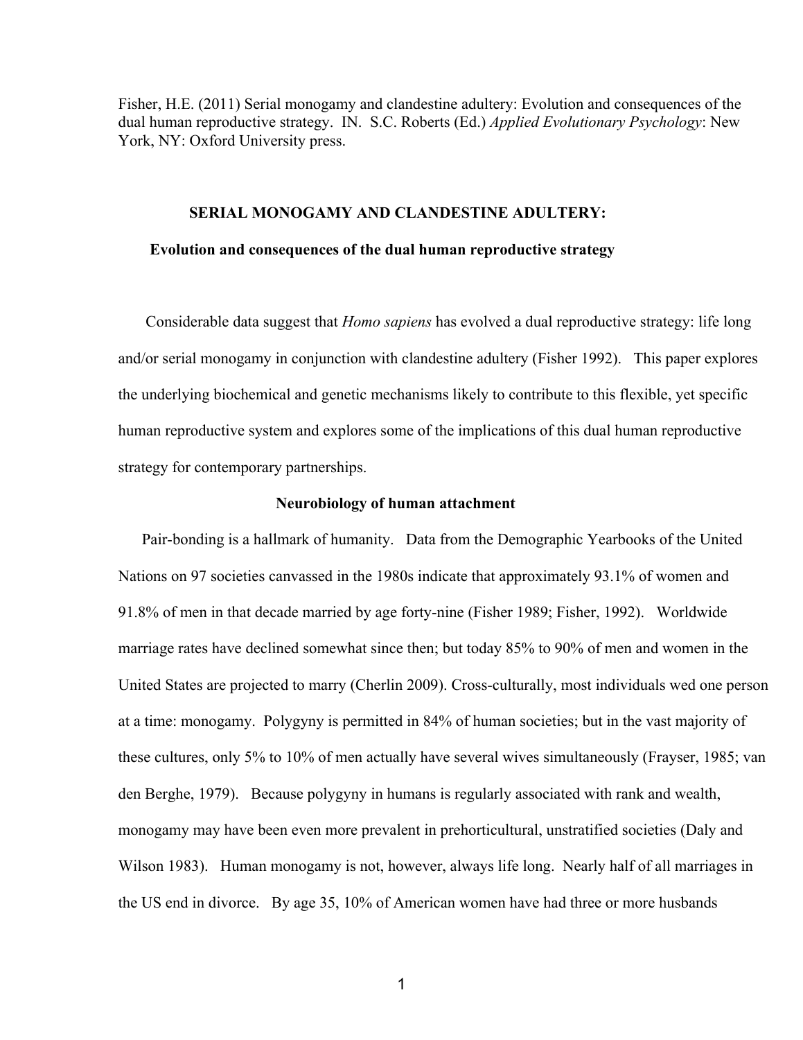Fisher, H.E. (2011) Serial monogamy and clandestine adultery: Evolution and consequences of the dual human reproductive strategy. IN. S.C. Roberts (Ed.) *Applied Evolutionary Psychology*: New York, NY: Oxford University press.

# SERIAL MONOGAMY AND CLANDESTINE ADULTERY:

## Evolution and consequences of the dual human reproductive strategy

Considerable data suggest that *Homo sapiens* has evolved a dual reproductive strategy: life long and/or serial monogamy in conjunction with clandestine adultery (Fisher 1992). This paper explores the underlying biochemical and genetic mechanisms likely to contribute to this flexible, yet specific human reproductive system and explores some of the implications of this dual human reproductive strategy for contemporary partnerships.

### Neurobiology of human attachment

Pair-bonding is a hallmark of humanity. Data from the Demographic Yearbooks of the United Nations on 97 societies canvassed in the 1980s indicate that approximately 93.1% of women and 91.8% of men in that decade married by age forty-nine (Fisher 1989; Fisher, 1992). Worldwide marriage rates have declined somewhat since then; but today 85% to 90% of men and women in the United States are projected to marry (Cherlin 2009). Cross-culturally, most individuals wed one person at a time: monogamy. Polygyny is permitted in 84% of human societies; but in the vast majority of these cultures, only 5% to 10% of men actually have several wives simultaneously (Frayser, 1985; van den Berghe, 1979). Because polygyny in humans is regularly associated with rank and wealth, monogamy may have been even more prevalent in prehorticultural, unstratified societies (Daly and Wilson 1983). Human monogamy is not, however, always life long. Nearly half of all marriages in the US end in divorce. By age 35, 10% of American women have had three or more husbands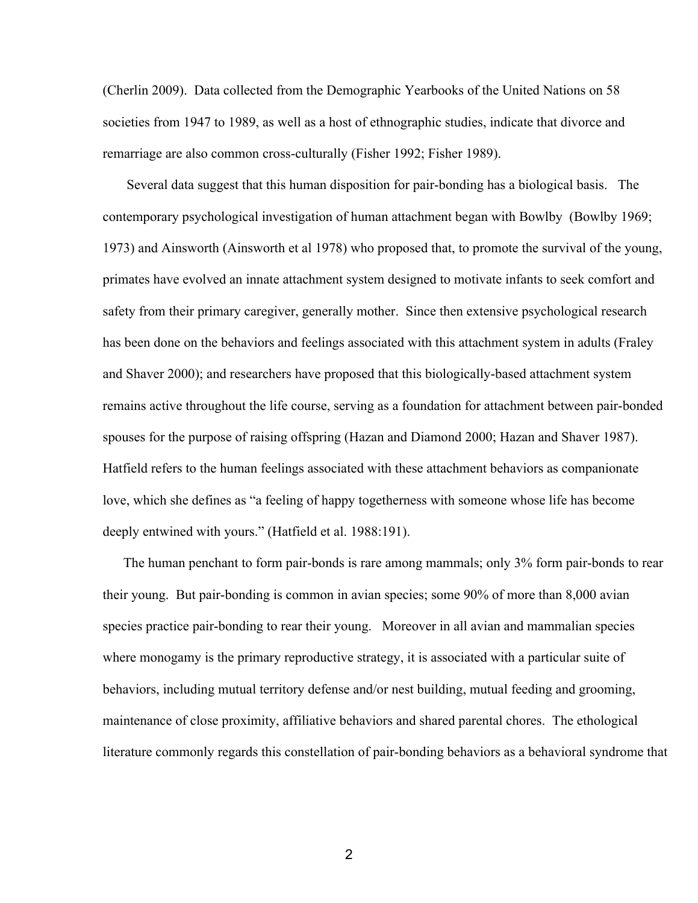(Cherlin 2009). Data collected from the Demographic Yearbooks of the United Nations on 58 societies from 1947 to 1989, as well as a host of ethnographic studies, indicate that divorce and remarriage are also common cross-culturally (Fisher 1992; Fisher 1989).

Several data suggest that this human disposition for pair-bonding has a biological basis. The contemporary psychological investigation of human attachment began with Bowlby (Bowlby 1969; 1973) and Ainsworth (Ainsworth et al 1978) who proposed that, to promote the survival of the young, primates have evolved an innate attachment system designed to motivate infants to seek comfort and safety from their primary caregiver, generally mother. Since then extensive psychological research has been done on the behaviors and feelings associated with this attachment system in adults (Fraley and Shaver 2000); and researchers have proposed that this biologically-based attachment system remains active throughout the life course, serving as a foundation for attachment between pair-bonded spouses for the purpose of raising offspring (Hazan and Diamond 2000; Hazan and Shaver 1987). Hatfield refers to the human feelings associated with these attachment behaviors as companionate love, which she defines as "a feeling of happy togetherness with someone whose life has become deeply entwined with yours." (Hatfield et al. 1988:191).

The human penchant to form pair-bonds is rare among mammals; only 3% form pair-bonds to rear their young. But pair-bonding is common in avian species; some 90% of more than 8,000 avian species practice pair-bonding to rear their young. Moreover in all avian and mammalian species where monogamy is the primary reproductive strategy, it is associated with a particular suite of behaviors, including mutual territory defense and/or nest building, mutual feeding and grooming, maintenance of close proximity, affiliative behaviors and shared parental chores. The ethological literature commonly regards this constellation of pair-bonding behaviors as a behavioral syndrome that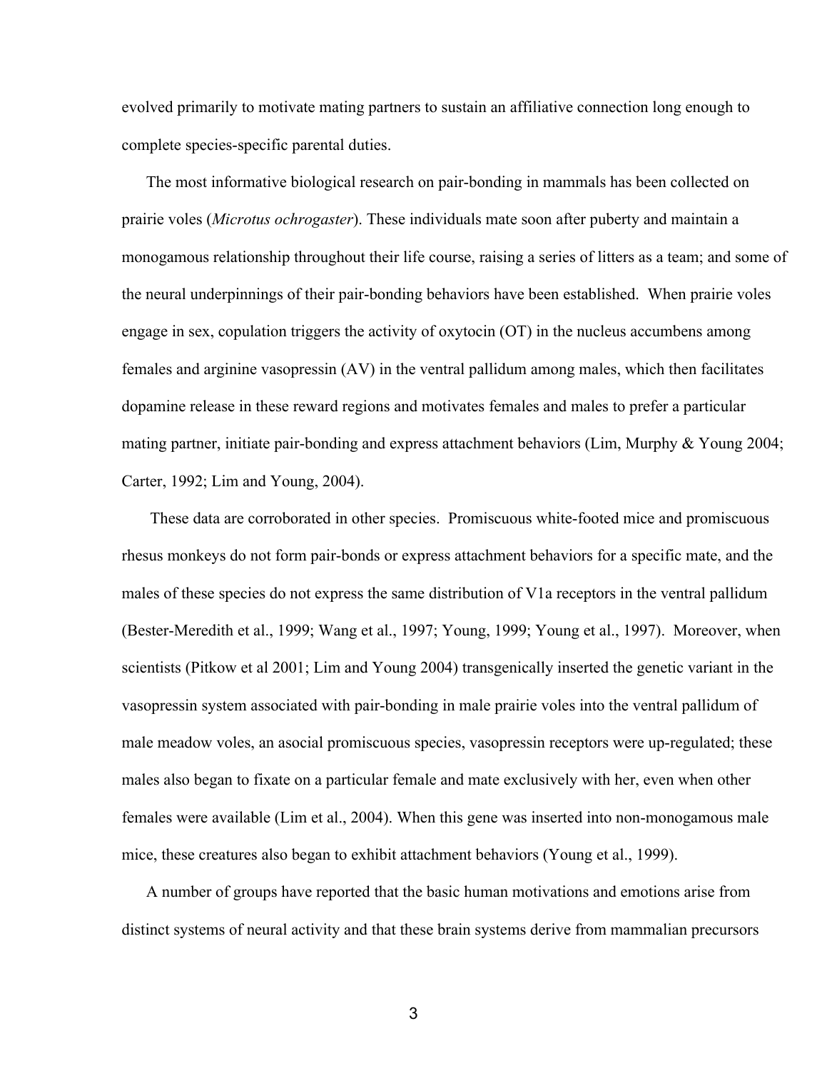evolved primarily to motivate mating partners to sustain an affiliative connection long enough to complete species-specific parental duties.

The most informative biological research on pair-bonding in mammals has been collected on prairie voles (*Microtus ochrogaster*). These individuals mate soon after puberty and maintain a monogamous relationship throughout their life course, raising a series of litters as a team; and some of the neural underpinnings of their pair-bonding behaviors have been established. When prairie voles engage in sex, copulation triggers the activity of oxytocin (OT) in the nucleus accumbens among females and arginine vasopressin (AV) in the ventral pallidum among males, which then facilitates dopamine release in these reward regions and motivates females and males to prefer a particular mating partner, initiate pair-bonding and express attachment behaviors (Lim, Murphy & Young 2004; Carter, 1992; Lim and Young, 2004).

These data are corroborated in other species. Promiscuous white-footed mice and promiscuous rhesus monkeys do not form pair-bonds or express attachment behaviors for a specific mate, and the males of these species do not express the same distribution of V1a receptors in the ventral pallidum (Bester-Meredith et al., 1999; Wang et al., 1997; Young, 1999; Young et al., 1997). Moreover, when scientists (Pitkow et al 2001; Lim and Young 2004) transgenically inserted the genetic variant in the vasopressin system associated with pair-bonding in male prairie voles into the ventral pallidum of male meadow voles, an asocial promiscuous species, vasopressin receptors were up-regulated; these males also began to fixate on a particular female and mate exclusively with her, even when other females were available (Lim et al., 2004). When this gene was inserted into non-monogamous male mice, these creatures also began to exhibit attachment behaviors (Young et al., 1999).

A number of groups have reported that the basic human motivations and emotions arise from distinct systems of neural activity and that these brain systems derive from mammalian precursors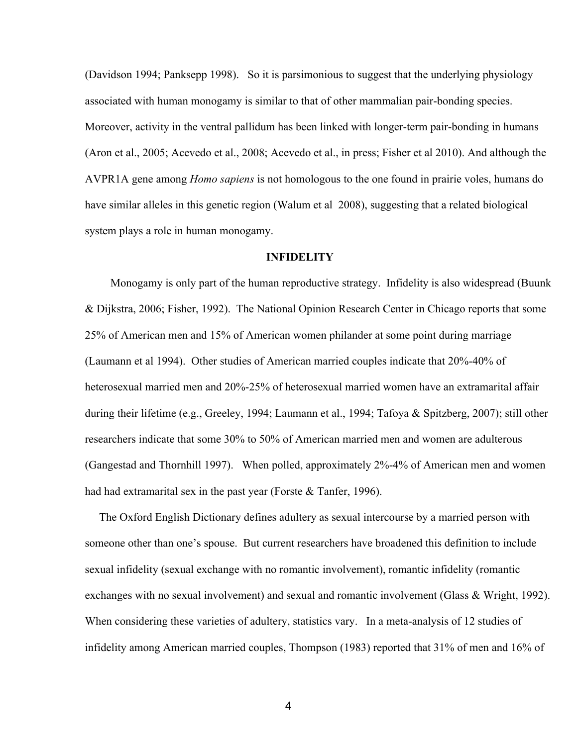(Davidson 1994; Panksepp 1998). So it is parsimonious to suggest that the underlying physiology associated with human monogamy is similar to that of other mammalian pair-bonding species. Moreover, activity in the ventral pallidum has been linked with longer-term pair-bonding in humans (Aron et al., 2005; Acevedo et al., 2008; Acevedo et al., in press; Fisher et al 2010). And although the AVPR1A gene among *Homo sapiens* is not homologous to the one found in prairie voles, humans do have similar alleles in this genetic region (Walum et al 2008), suggesting that a related biological system plays a role in human monogamy.

## INFIDELITY

Monogamy is only part of the human reproductive strategy. Infidelity is also widespread (Buunk & Dijkstra, 2006; Fisher, 1992). The National Opinion Research Center in Chicago reports that some 25% of American men and 15% of American women philander at some point during marriage (Laumann et al 1994). Other studies of American married couples indicate that 20%-40% of heterosexual married men and 20%-25% of heterosexual married women have an extramarital affair during their lifetime (e.g., Greeley, 1994; Laumann et al., 1994; Tafoya & Spitzberg, 2007); still other researchers indicate that some 30% to 50% of American married men and women are adulterous (Gangestad and Thornhill 1997). When polled, approximately 2%-4% of American men and women had had extramarital sex in the past year (Forste & Tanfer, 1996).

The Oxford English Dictionary defines adultery as sexual intercourse by a married person with someone other than one's spouse. But current researchers have broadened this definition to include sexual infidelity (sexual exchange with no romantic involvement), romantic infidelity (romantic exchanges with no sexual involvement) and sexual and romantic involvement (Glass & Wright, 1992). When considering these varieties of adultery, statistics vary. In a meta-analysis of 12 studies of infidelity among American married couples, Thompson (1983) reported that 31% of men and 16% of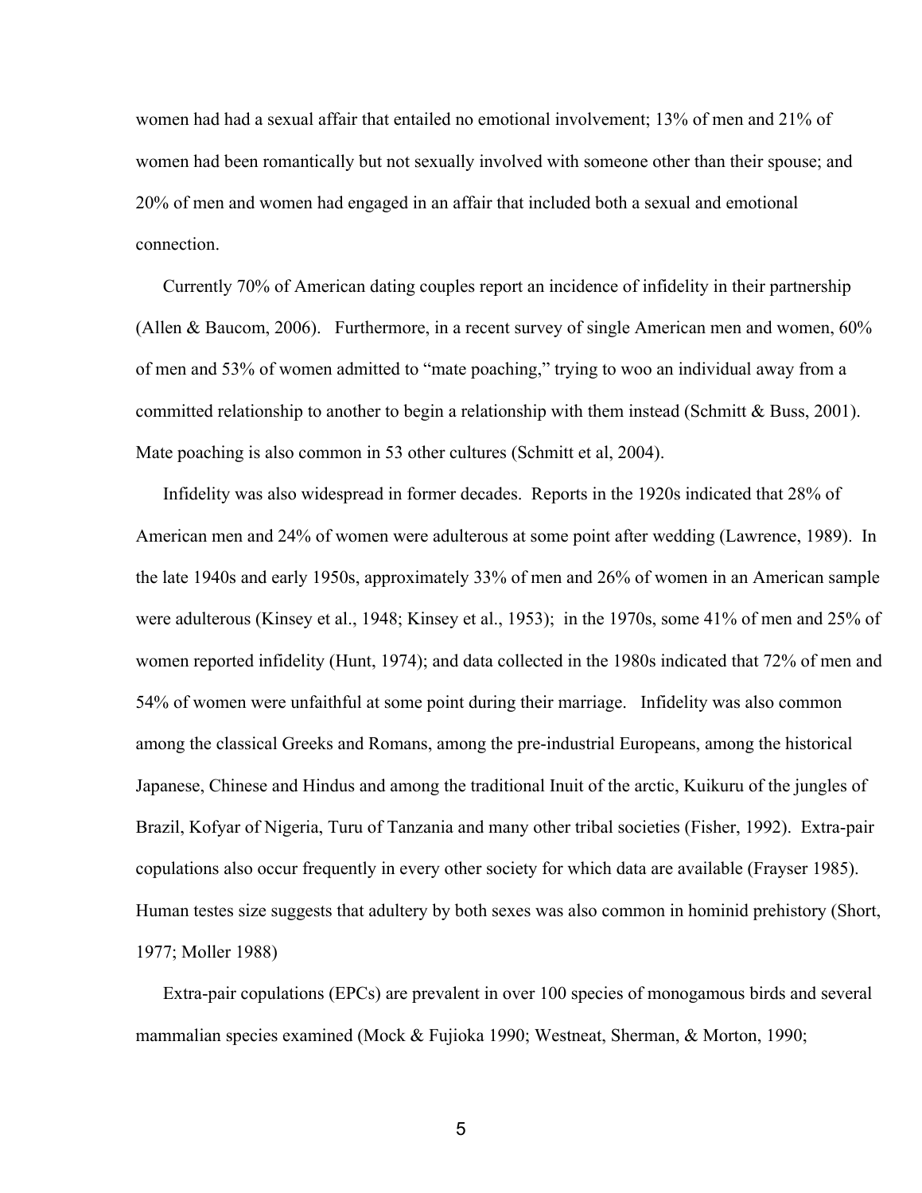women had had a sexual affair that entailed no emotional involvement; 13% of men and 21% of women had been romantically but not sexually involved with someone other than their spouse; and 20% of men and women had engaged in an affair that included both a sexual and emotional connection.

Currently 70% of American dating couples report an incidence of infidelity in their partnership (Allen & Baucom, 2006). Furthermore, in a recent survey of single American men and women, 60% of men and 53% of women admitted to "mate poaching," trying to woo an individual away from a committed relationship to another to begin a relationship with them instead (Schmitt & Buss, 2001). Mate poaching is also common in 53 other cultures (Schmitt et al, 2004).

Infidelity was also widespread in former decades. Reports in the 1920s indicated that 28% of American men and 24% of women were adulterous at some point after wedding (Lawrence, 1989). In the late 1940s and early 1950s, approximately 33% of men and 26% of women in an American sample were adulterous (Kinsey et al., 1948; Kinsey et al., 1953); in the 1970s, some 41% of men and 25% of women reported infidelity (Hunt, 1974); and data collected in the 1980s indicated that 72% of men and 54% of women were unfaithful at some point during their marriage. Infidelity was also common among the classical Greeks and Romans, among the pre-industrial Europeans, among the historical Japanese, Chinese and Hindus and among the traditional Inuit of the arctic, Kuikuru of the jungles of Brazil, Kofyar of Nigeria, Turu of Tanzania and many other tribal societies (Fisher, 1992). Extra-pair copulations also occur frequently in every other society for which data are available (Frayser 1985). Human testes size suggests that adultery by both sexes was also common in hominid prehistory (Short, 1977; Moller 1988)

Extra-pair copulations (EPCs) are prevalent in over 100 species of monogamous birds and several mammalian species examined (Mock & Fujioka 1990; Westneat, Sherman, & Morton, 1990;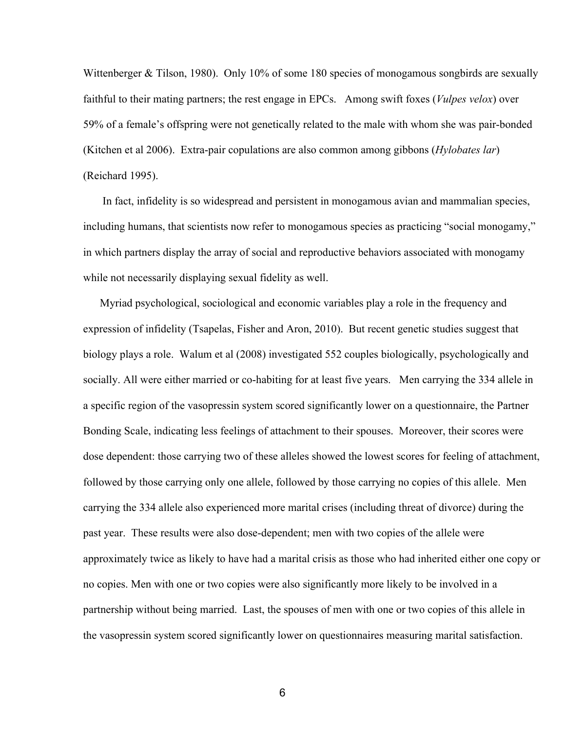Wittenberger & Tilson, 1980). Only 10% of some 180 species of monogamous songbirds are sexually faithful to their mating partners; the rest engage in EPCs. Among swift foxes (*Vulpes velox*) over 59% of a female's offspring were not genetically related to the male with whom she was pair-bonded (Kitchen et al 2006). Extra-pair copulations are also common among gibbons (*Hylobates lar*) (Reichard 1995).

In fact, infidelity is so widespread and persistent in monogamous avian and mammalian species, including humans, that scientists now refer to monogamous species as practicing "social monogamy," in which partners display the array of social and reproductive behaviors associated with monogamy while not necessarily displaying sexual fidelity as well.

Myriad psychological, sociological and economic variables play a role in the frequency and expression of infidelity (Tsapelas, Fisher and Aron, 2010). But recent genetic studies suggest that biology plays a role. Walum et al (2008) investigated 552 couples biologically, psychologically and socially. All were either married or co-habiting for at least five years. Men carrying the 334 allele in a specific region of the vasopressin system scored significantly lower on a questionnaire, the Partner Bonding Scale, indicating less feelings of attachment to their spouses. Moreover, their scores were dose dependent: those carrying two of these alleles showed the lowest scores for feeling of attachment, followed by those carrying only one allele, followed by those carrying no copies of this allele. Men carrying the 334 allele also experienced more marital crises (including threat of divorce) during the past year. These results were also dose-dependent; men with two copies of the allele were approximately twice as likely to have had a marital crisis as those who had inherited either one copy or no copies. Men with one or two copies were also significantly more likely to be involved in a partnership without being married. Last, the spouses of men with one or two copies of this allele in the vasopressin system scored significantly lower on questionnaires measuring marital satisfaction.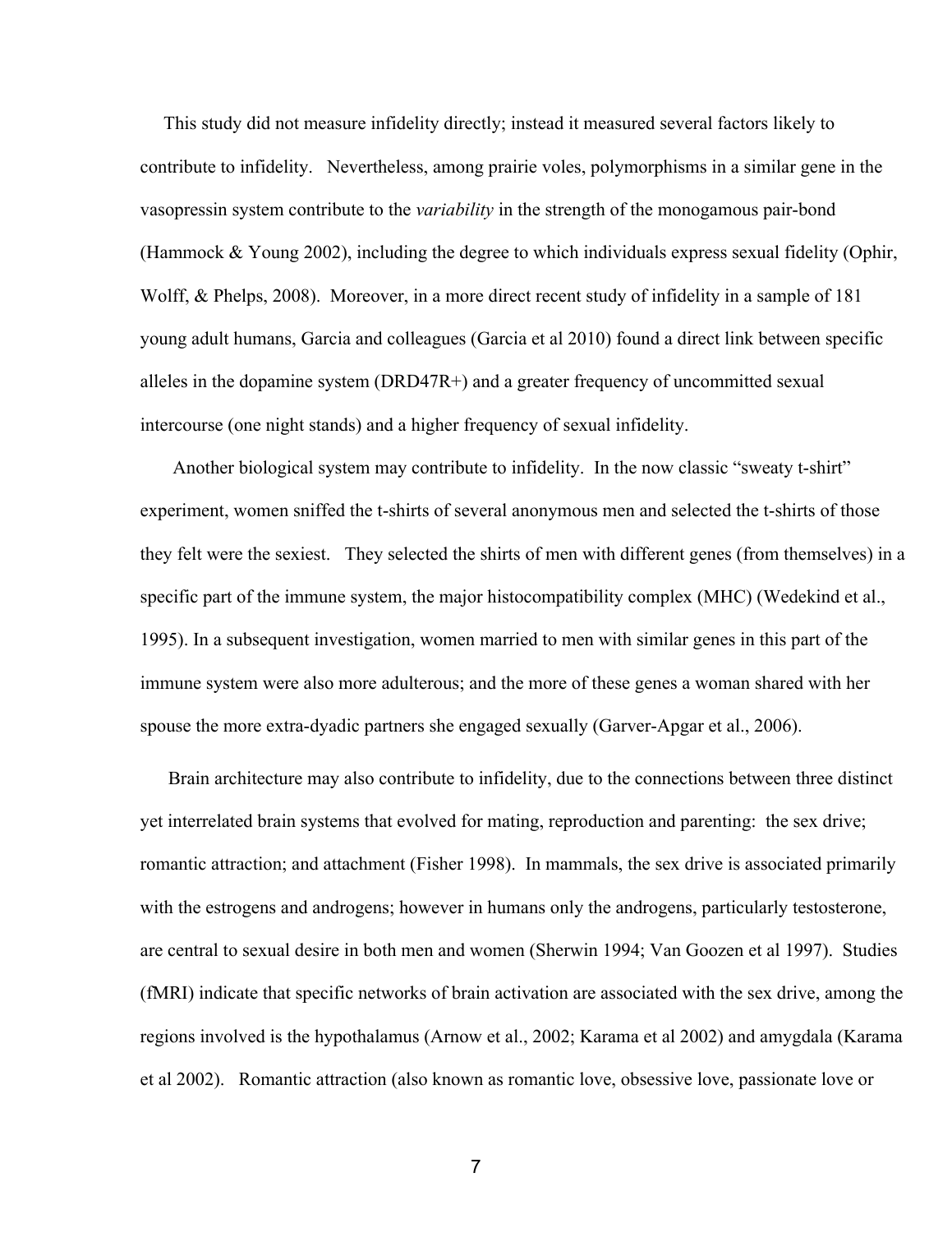This study did not measure infidelity directly; instead it measured several factors likely to contribute to infidelity. Nevertheless, among prairie voles, polymorphisms in a similar gene in the vasopressin system contribute to the *variability* in the strength of the monogamous pair-bond (Hammock & Young 2002), including the degree to which individuals express sexual fidelity (Ophir, Wolff, & Phelps, 2008). Moreover, in a more direct recent study of infidelity in a sample of 181 young adult humans, Garcia and colleagues (Garcia et al 2010) found a direct link between specific alleles in the dopamine system (DRD47R+) and a greater frequency of uncommitted sexual intercourse (one night stands) and a higher frequency of sexual infidelity.

Another biological system may contribute to infidelity. In the now classic "sweaty t-shirt" experiment, women sniffed the t-shirts of several anonymous men and selected the t-shirts of those they felt were the sexiest. They selected the shirts of men with different genes (from themselves) in a specific part of the immune system, the major histocompatibility complex (MHC) (Wedekind et al., 1995). In a subsequent investigation, women married to men with similar genes in this part of the immune system were also more adulterous; and the more of these genes a woman shared with her spouse the more extra-dyadic partners she engaged sexually (Garver-Apgar et al., 2006).

Brain architecture may also contribute to infidelity, due to the connections between three distinct yet interrelated brain systems that evolved for mating, reproduction and parenting: the sex drive; romantic attraction; and attachment (Fisher 1998). In mammals, the sex drive is associated primarily with the estrogens and androgens; however in humans only the androgens, particularly testosterone, are central to sexual desire in both men and women (Sherwin 1994; Van Goozen et al 1997). Studies (fMRI) indicate that specific networks of brain activation are associated with the sex drive, among the regions involved is the hypothalamus (Arnow et al., 2002; Karama et al 2002) and amygdala (Karama et al 2002). Romantic attraction (also known as romantic love, obsessive love, passionate love or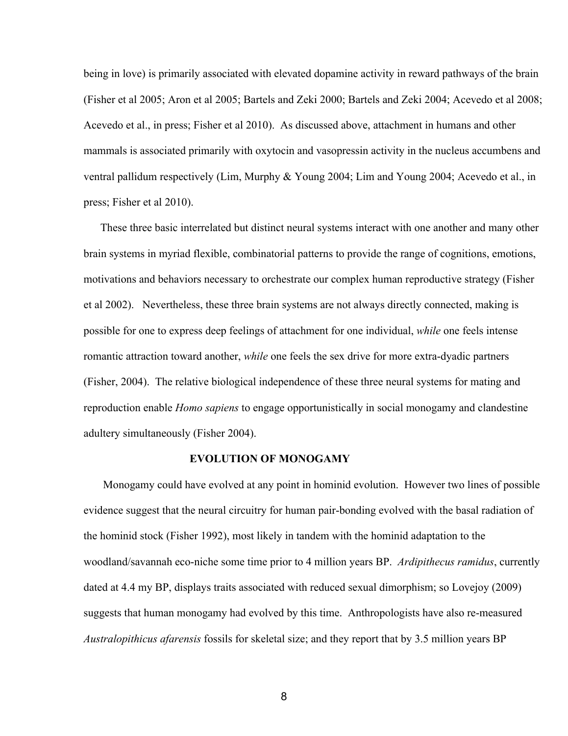being in love) is primarily associated with elevated dopamine activity in reward pathways of the brain (Fisher et al 2005; Aron et al 2005; Bartels and Zeki 2000; Bartels and Zeki 2004; Acevedo et al 2008; Acevedo et al., in press; Fisher et al 2010). As discussed above, attachment in humans and other mammals is associated primarily with oxytocin and vasopressin activity in the nucleus accumbens and ventral pallidum respectively (Lim, Murphy & Young 2004; Lim and Young 2004; Acevedo et al., in press; Fisher et al 2010).

These three basic interrelated but distinct neural systems interact with one another and many other brain systems in myriad flexible, combinatorial patterns to provide the range of cognitions, emotions, motivations and behaviors necessary to orchestrate our complex human reproductive strategy (Fisher et al 2002). Nevertheless, these three brain systems are not always directly connected, making is possible for one to express deep feelings of attachment for one individual, *while* one feels intense romantic attraction toward another, *while* one feels the sex drive for more extra-dyadic partners (Fisher, 2004). The relative biological independence of these three neural systems for mating and reproduction enable *Homo sapiens* to engage opportunistically in social monogamy and clandestine adultery simultaneously (Fisher 2004).

## EVOLUTION OF MONOGAMY

Monogamy could have evolved at any point in hominid evolution. However two lines of possible evidence suggest that the neural circuitry for human pair-bonding evolved with the basal radiation of the hominid stock (Fisher 1992), most likely in tandem with the hominid adaptation to the woodland/savannah eco-niche some time prior to 4 million years BP. *Ardipithecus ramidus*, currently dated at 4.4 my BP, displays traits associated with reduced sexual dimorphism; so Lovejoy (2009) suggests that human monogamy had evolved by this time. Anthropologists have also re-measured *Australopithicus afarensis* fossils for skeletal size; and they report that by 3.5 million years BP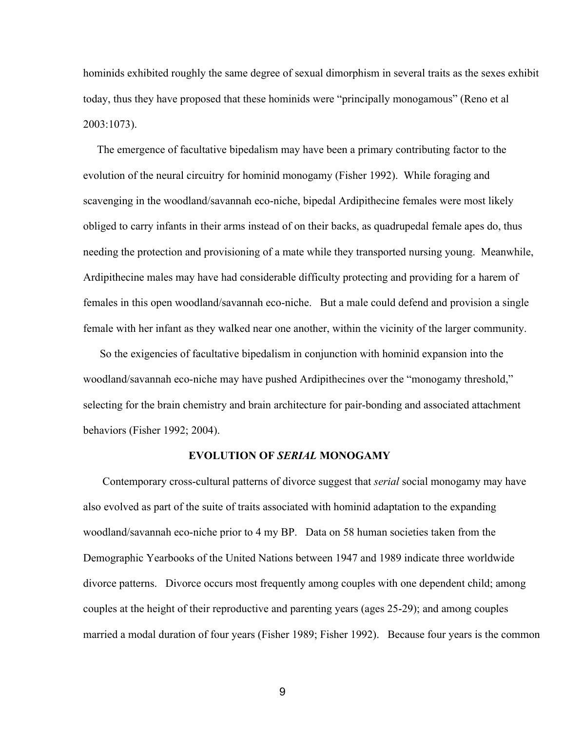hominids exhibited roughly the same degree of sexual dimorphism in several traits as the sexes exhibit today, thus they have proposed that these hominids were "principally monogamous" (Reno et al 2003:1073).

The emergence of facultative bipedalism may have been a primary contributing factor to the evolution of the neural circuitry for hominid monogamy (Fisher 1992). While foraging and scavenging in the woodland/savannah eco-niche, bipedal Ardipithecine females were most likely obliged to carry infants in their arms instead of on their backs, as quadrupedal female apes do, thus needing the protection and provisioning of a mate while they transported nursing young. Meanwhile, Ardipithecine males may have had considerable difficulty protecting and providing for a harem of females in this open woodland/savannah eco-niche. But a male could defend and provision a single female with her infant as they walked near one another, within the vicinity of the larger community.

So the exigencies of facultative bipedalism in conjunction with hominid expansion into the woodland/savannah eco-niche may have pushed Ardipithecines over the "monogamy threshold," selecting for the brain chemistry and brain architecture for pair-bonding and associated attachment behaviors (Fisher 1992; 2004).

## EVOLUTION OF *SERIAL* MONOGAMY

Contemporary cross-cultural patterns of divorce suggest that *serial* social monogamy may have also evolved as part of the suite of traits associated with hominid adaptation to the expanding woodland/savannah eco-niche prior to 4 my BP. Data on 58 human societies taken from the Demographic Yearbooks of the United Nations between 1947 and 1989 indicate three worldwide divorce patterns. Divorce occurs most frequently among couples with one dependent child; among couples at the height of their reproductive and parenting years (ages 25-29); and among couples married a modal duration of four years (Fisher 1989; Fisher 1992). Because four years is the common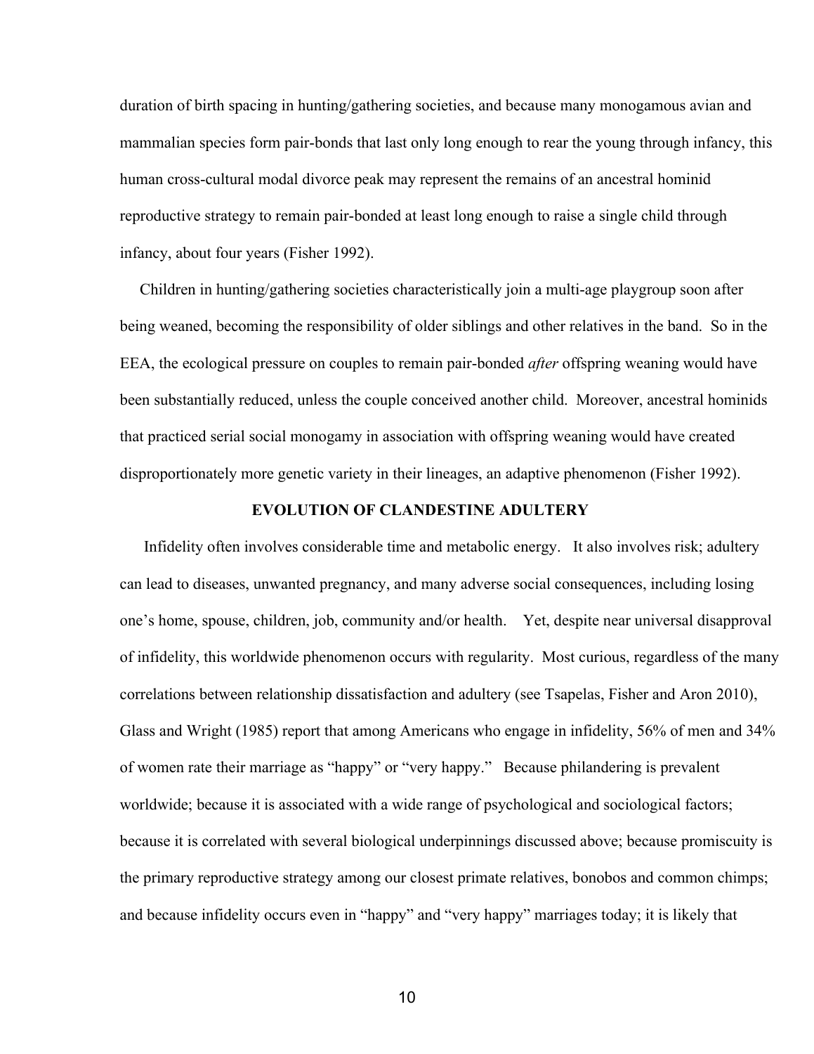duration of birth spacing in hunting/gathering societies, and because many monogamous avian and mammalian species form pair-bonds that last only long enough to rear the young through infancy, this human cross-cultural modal divorce peak may represent the remains of an ancestral hominid reproductive strategy to remain pair-bonded at least long enough to raise a single child through infancy, about four years (Fisher 1992).

Children in hunting/gathering societies characteristically join a multi-age playgroup soon after being weaned, becoming the responsibility of older siblings and other relatives in the band. So in the EEA, the ecological pressure on couples to remain pair-bonded *after* offspring weaning would have been substantially reduced, unless the couple conceived another child. Moreover, ancestral hominids that practiced serial social monogamy in association with offspring weaning would have created disproportionately more genetic variety in their lineages, an adaptive phenomenon (Fisher 1992).

## EVOLUTION OF CLANDESTINE ADULTERY

Infidelity often involves considerable time and metabolic energy. It also involves risk; adultery can lead to diseases, unwanted pregnancy, and many adverse social consequences, including losing one's home, spouse, children, job, community and/or health. Yet, despite near universal disapproval of infidelity, this worldwide phenomenon occurs with regularity. Most curious, regardless of the many correlations between relationship dissatisfaction and adultery (see Tsapelas, Fisher and Aron 2010), Glass and Wright (1985) report that among Americans who engage in infidelity, 56% of men and 34% of women rate their marriage as "happy" or "very happy." Because philandering is prevalent worldwide; because it is associated with a wide range of psychological and sociological factors; because it is correlated with several biological underpinnings discussed above; because promiscuity is the primary reproductive strategy among our closest primate relatives, bonobos and common chimps; and because infidelity occurs even in "happy" and "very happy" marriages today; it is likely that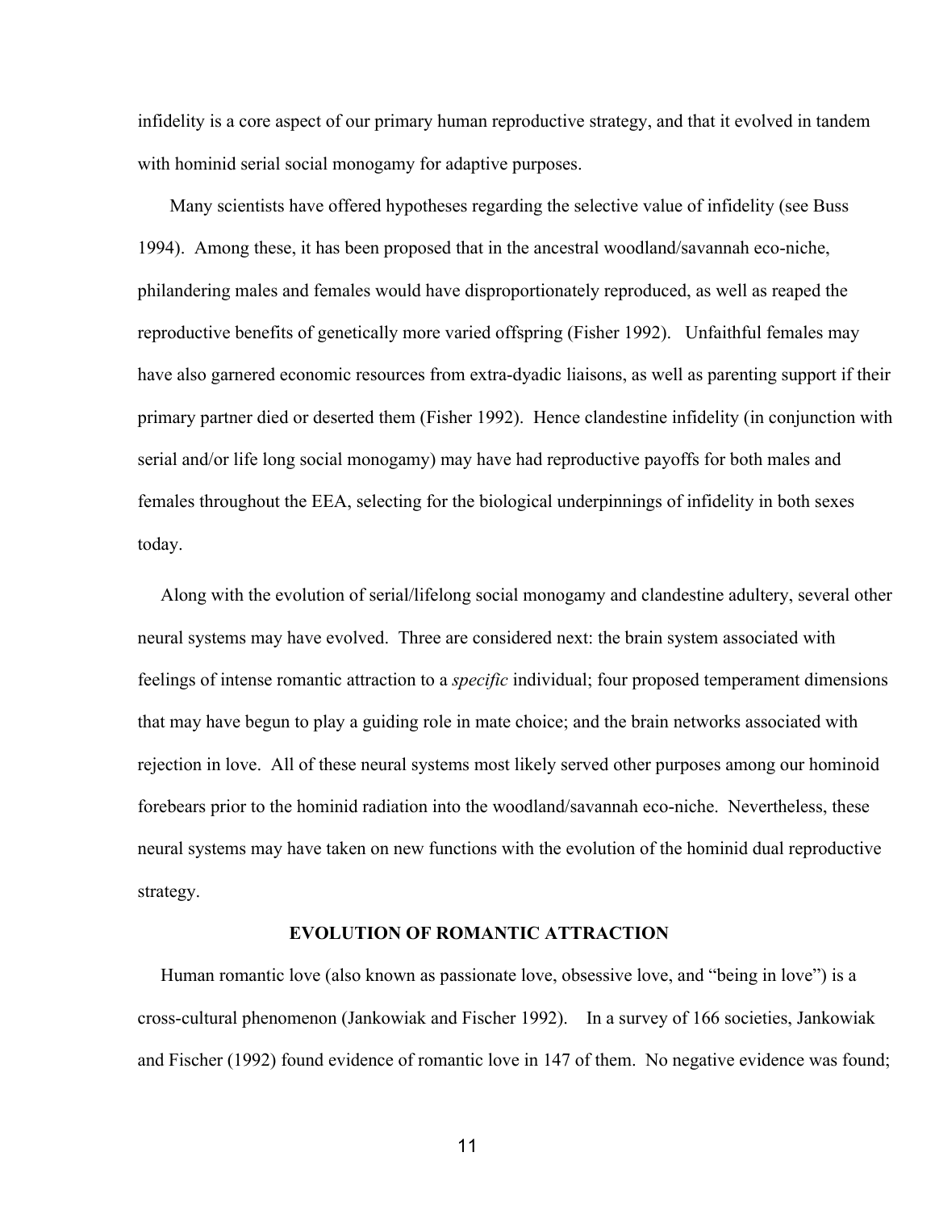infidelity is a core aspect of our primary human reproductive strategy, and that it evolved in tandem with hominid serial social monogamy for adaptive purposes.

Many scientists have offered hypotheses regarding the selective value of infidelity (see Buss 1994). Among these, it has been proposed that in the ancestral woodland/savannah eco-niche, philandering males and females would have disproportionately reproduced, as well as reaped the reproductive benefits of genetically more varied offspring (Fisher 1992). Unfaithful females may have also garnered economic resources from extra-dyadic liaisons, as well as parenting support if their primary partner died or deserted them (Fisher 1992). Hence clandestine infidelity (in conjunction with serial and/or life long social monogamy) may have had reproductive payoffs for both males and females throughout the EEA, selecting for the biological underpinnings of infidelity in both sexes today.

Along with the evolution of serial/lifelong social monogamy and clandestine adultery, several other neural systems may have evolved. Three are considered next: the brain system associated with feelings of intense romantic attraction to a *specific* individual; four proposed temperament dimensions that may have begun to play a guiding role in mate choice; and the brain networks associated with rejection in love. All of these neural systems most likely served other purposes among our hominoid forebears prior to the hominid radiation into the woodland/savannah eco-niche. Nevertheless, these neural systems may have taken on new functions with the evolution of the hominid dual reproductive strategy.

## EVOLUTION OF ROMANTIC ATTRACTION

Human romantic love (also known as passionate love, obsessive love, and "being in love") is a cross-cultural phenomenon (Jankowiak and Fischer 1992). In a survey of 166 societies, Jankowiak and Fischer (1992) found evidence of romantic love in 147 of them. No negative evidence was found;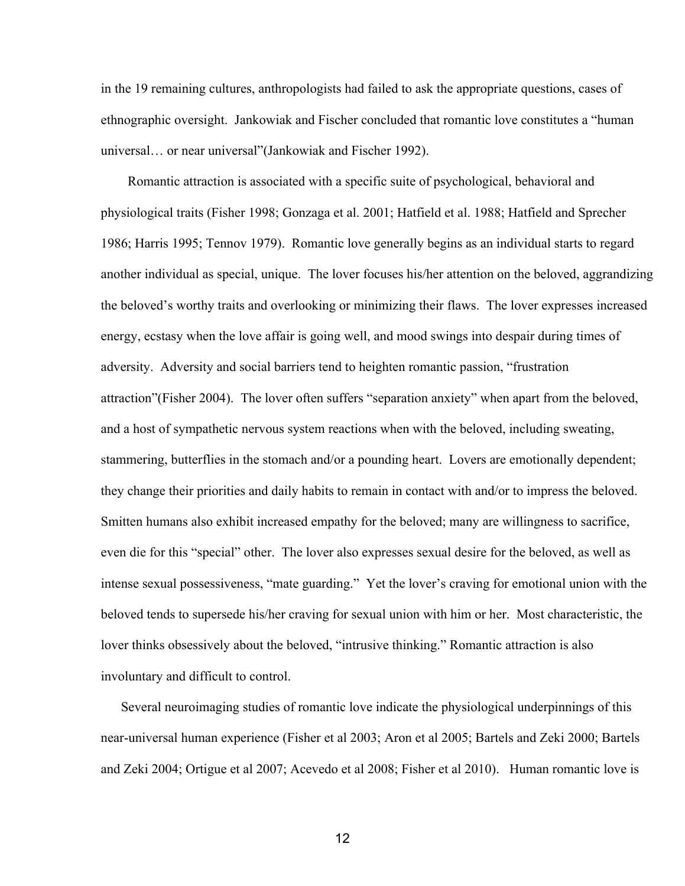in the 19 remaining cultures, anthropologists had failed to ask the appropriate questions, cases of ethnographic oversight. Jankowiak and Fischer concluded that romantic love constitutes a "human universal… or near universal"(Jankowiak and Fischer 1992).

Romantic attraction is associated with a specific suite of psychological, behavioral and physiological traits (Fisher 1998; Gonzaga et al. 2001; Hatfield et al. 1988; Hatfield and Sprecher 1986; Harris 1995; Tennov 1979). Romantic love generally begins as an individual starts to regard another individual as special, unique. The lover focuses his/her attention on the beloved, aggrandizing the beloved's worthy traits and overlooking or minimizing their flaws. The lover expresses increased energy, ecstasy when the love affair is going well, and mood swings into despair during times of adversity. Adversity and social barriers tend to heighten romantic passion, "frustration attraction"(Fisher 2004). The lover often suffers "separation anxiety" when apart from the beloved, and a host of sympathetic nervous system reactions when with the beloved, including sweating, stammering, butterflies in the stomach and/or a pounding heart. Lovers are emotionally dependent; they change their priorities and daily habits to remain in contact with and/or to impress the beloved. Smitten humans also exhibit increased empathy for the beloved; many are willingness to sacrifice, even die for this "special" other. The lover also expresses sexual desire for the beloved, as well as intense sexual possessiveness, "mate guarding." Yet the lover's craving for emotional union with the beloved tends to supersede his/her craving for sexual union with him or her. Most characteristic, the lover thinks obsessively about the beloved, "intrusive thinking." Romantic attraction is also involuntary and difficult to control.

Several neuroimaging studies of romantic love indicate the physiological underpinnings of this near-universal human experience (Fisher et al 2003; Aron et al 2005; Bartels and Zeki 2000; Bartels and Zeki 2004; Ortigue et al 2007; Acevedo et al 2008; Fisher et al 2010). Human romantic love is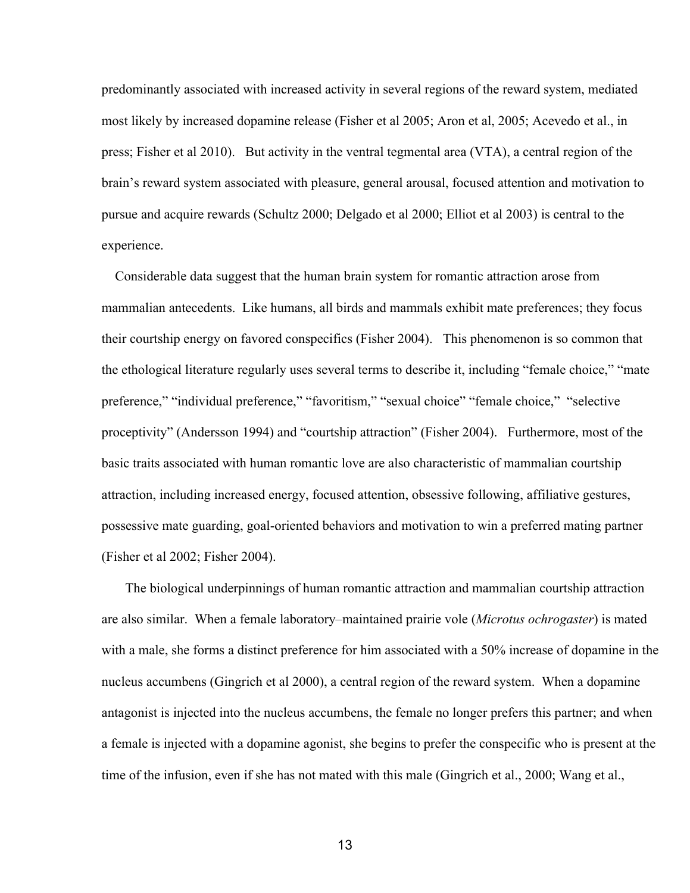predominantly associated with increased activity in several regions of the reward system, mediated most likely by increased dopamine release (Fisher et al 2005; Aron et al, 2005; Acevedo et al., in press; Fisher et al 2010). But activity in the ventral tegmental area (VTA), a central region of the brain's reward system associated with pleasure, general arousal, focused attention and motivation to pursue and acquire rewards (Schultz 2000; Delgado et al 2000; Elliot et al 2003) is central to the experience.

Considerable data suggest that the human brain system for romantic attraction arose from mammalian antecedents. Like humans, all birds and mammals exhibit mate preferences; they focus their courtship energy on favored conspecifics (Fisher 2004). This phenomenon is so common that the ethological literature regularly uses several terms to describe it, including "female choice," "mate preference," "individual preference," "favoritism," "sexual choice" "female choice," "selective proceptivity" (Andersson 1994) and "courtship attraction" (Fisher 2004). Furthermore, most of the basic traits associated with human romantic love are also characteristic of mammalian courtship attraction, including increased energy, focused attention, obsessive following, affiliative gestures, possessive mate guarding, goal-oriented behaviors and motivation to win a preferred mating partner (Fisher et al 2002; Fisher 2004).

The biological underpinnings of human romantic attraction and mammalian courtship attraction are also similar. When a female laboratory–maintained prairie vole (*Microtus ochrogaster*) is mated with a male, she forms a distinct preference for him associated with a 50% increase of dopamine in the nucleus accumbens (Gingrich et al 2000), a central region of the reward system. When a dopamine antagonist is injected into the nucleus accumbens, the female no longer prefers this partner; and when a female is injected with a dopamine agonist, she begins to prefer the conspecific who is present at the time of the infusion, even if she has not mated with this male (Gingrich et al., 2000; Wang et al.,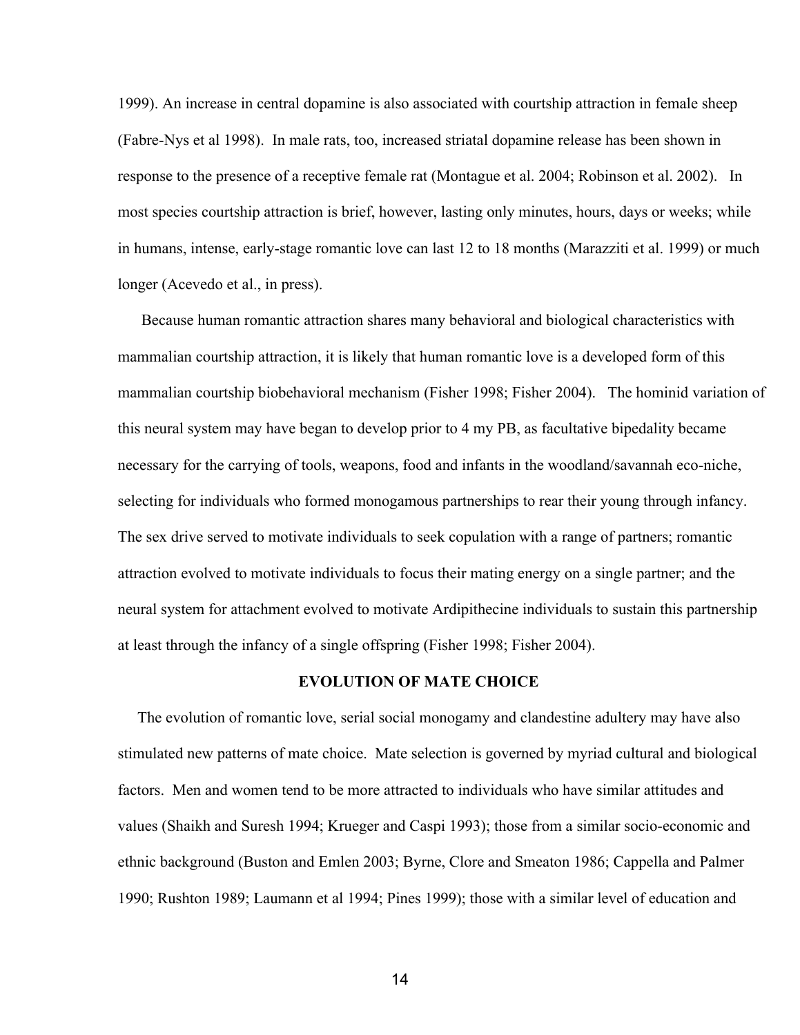1999). An increase in central dopamine is also associated with courtship attraction in female sheep (Fabre-Nys et al 1998). In male rats, too, increased striatal dopamine release has been shown in response to the presence of a receptive female rat (Montague et al. 2004; Robinson et al. 2002). In most species courtship attraction is brief, however, lasting only minutes, hours, days or weeks; while in humans, intense, early-stage romantic love can last 12 to 18 months (Marazziti et al. 1999) or much longer (Acevedo et al., in press).

Because human romantic attraction shares many behavioral and biological characteristics with mammalian courtship attraction, it is likely that human romantic love is a developed form of this mammalian courtship biobehavioral mechanism (Fisher 1998; Fisher 2004). The hominid variation of this neural system may have began to develop prior to 4 my PB, as facultative bipedality became necessary for the carrying of tools, weapons, food and infants in the woodland/savannah eco-niche, selecting for individuals who formed monogamous partnerships to rear their young through infancy. The sex drive served to motivate individuals to seek copulation with a range of partners; romantic attraction evolved to motivate individuals to focus their mating energy on a single partner; and the neural system for attachment evolved to motivate Ardipithecine individuals to sustain this partnership at least through the infancy of a single offspring (Fisher 1998; Fisher 2004).

## EVOLUTION OF MATE CHOICE

The evolution of romantic love, serial social monogamy and clandestine adultery may have also stimulated new patterns of mate choice. Mate selection is governed by myriad cultural and biological factors. Men and women tend to be more attracted to individuals who have similar attitudes and values (Shaikh and Suresh 1994; Krueger and Caspi 1993); those from a similar socio-economic and ethnic background (Buston and Emlen 2003; Byrne, Clore and Smeaton 1986; Cappella and Palmer 1990; Rushton 1989; Laumann et al 1994; Pines 1999); those with a similar level of education and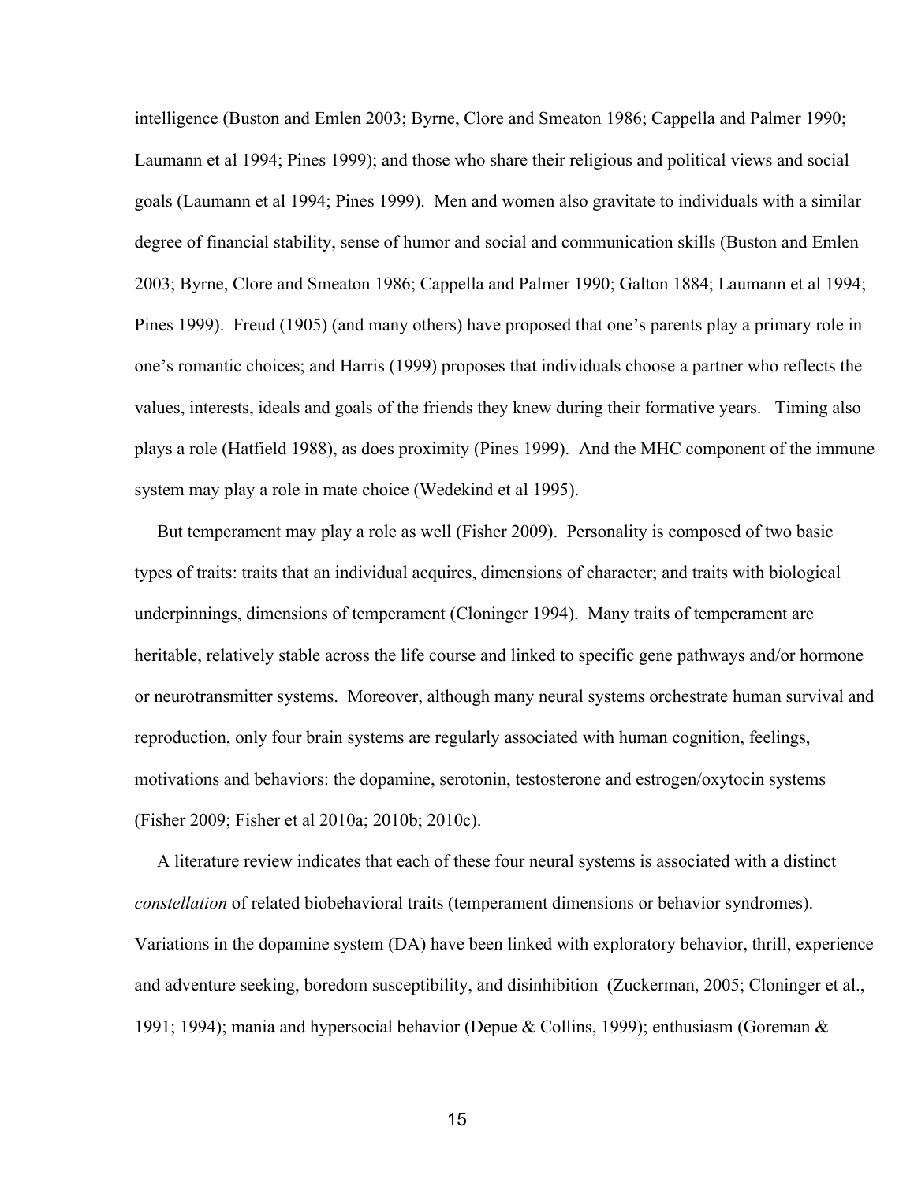intelligence (Buston and Emlen 2003; Byrne, Clore and Smeaton 1986; Cappella and Palmer 1990; Laumann et al 1994; Pines 1999); and those who share their religious and political views and social goals (Laumann et al 1994; Pines 1999). Men and women also gravitate to individuals with a similar degree of financial stability, sense of humor and social and communication skills (Buston and Emlen 2003; Byrne, Clore and Smeaton 1986; Cappella and Palmer 1990; Galton 1884; Laumann et al 1994; Pines 1999). Freud (1905) (and many others) have proposed that one's parents play a primary role in one's romantic choices; and Harris (1999) proposes that individuals choose a partner who reflects the values, interests, ideals and goals of the friends they knew during their formative years. Timing also plays a role (Hatfield 1988), as does proximity (Pines 1999). And the MHC component of the immune system may play a role in mate choice (Wedekind et al 1995).

But temperament may play a role as well (Fisher 2009). Personality is composed of two basic types of traits: traits that an individual acquires, dimensions of character; and traits with biological underpinnings, dimensions of temperament (Cloninger 1994). Many traits of temperament are heritable, relatively stable across the life course and linked to specific gene pathways and/or hormone or neurotransmitter systems. Moreover, although many neural systems orchestrate human survival and reproduction, only four brain systems are regularly associated with human cognition, feelings, motivations and behaviors: the dopamine, serotonin, testosterone and estrogen/oxytocin systems (Fisher 2009; Fisher et al 2010a; 2010b; 2010c).

A literature review indicates that each of these four neural systems is associated with a distinct *constellation* of related biobehavioral traits (temperament dimensions or behavior syndromes). Variations in the dopamine system (DA) have been linked with exploratory behavior, thrill, experience and adventure seeking, boredom susceptibility, and disinhibition (Zuckerman, 2005; Cloninger et al., 1991; 1994); mania and hypersocial behavior (Depue & Collins, 1999); enthusiasm (Goreman &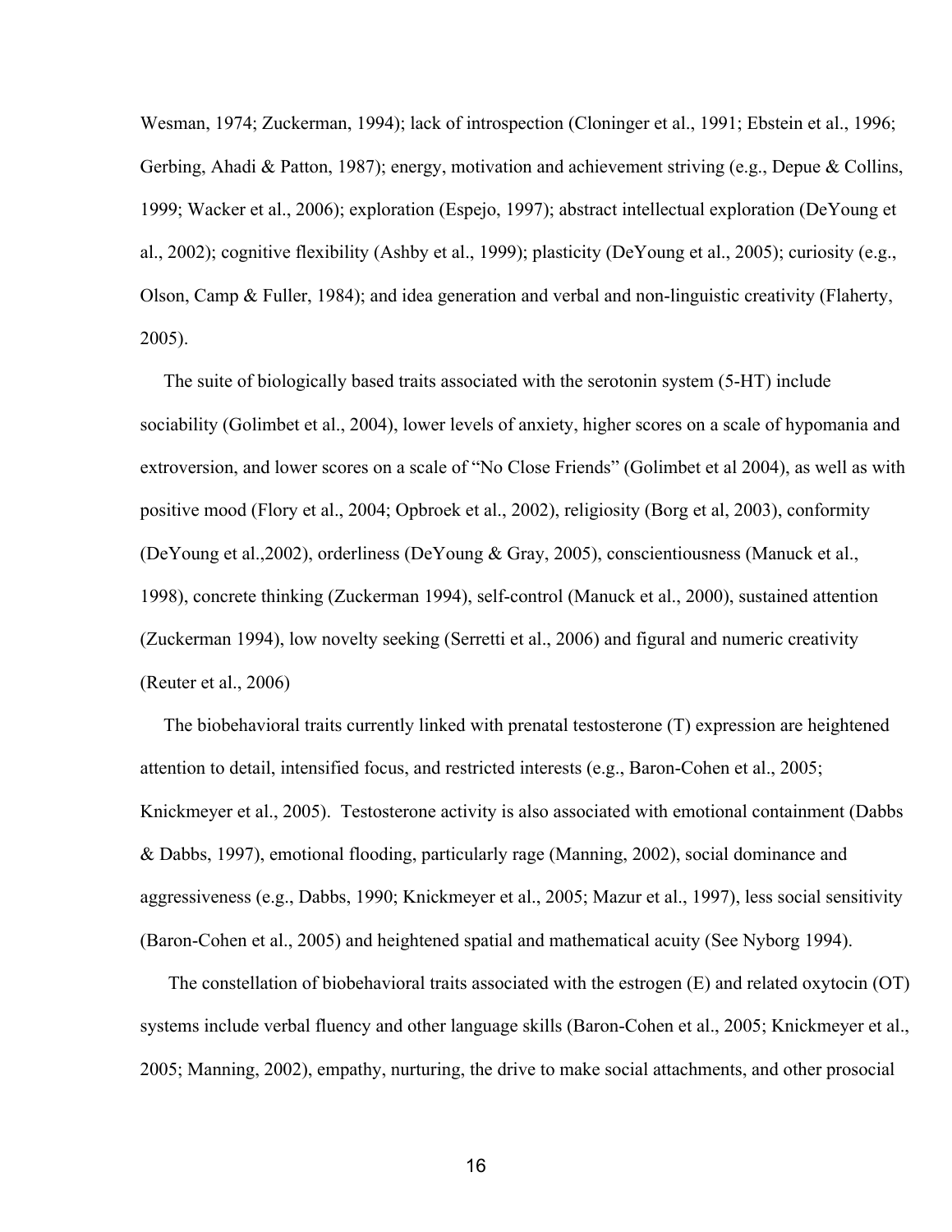Wesman, 1974; Zuckerman, 1994); lack of introspection (Cloninger et al., 1991; Ebstein et al., 1996; Gerbing, Ahadi & Patton, 1987); energy, motivation and achievement striving (e.g., Depue & Collins, 1999; Wacker et al., 2006); exploration (Espejo, 1997); abstract intellectual exploration (DeYoung et al., 2002); cognitive flexibility (Ashby et al., 1999); plasticity (DeYoung et al., 2005); curiosity (e.g., Olson, Camp & Fuller, 1984); and idea generation and verbal and non-linguistic creativity (Flaherty, 2005).

The suite of biologically based traits associated with the serotonin system (5-HT) include sociability (Golimbet et al., 2004), lower levels of anxiety, higher scores on a scale of hypomania and extroversion, and lower scores on a scale of "No Close Friends" (Golimbet et al 2004), as well as with positive mood (Flory et al., 2004; Opbroek et al., 2002), religiosity (Borg et al, 2003), conformity (DeYoung et al.,2002), orderliness (DeYoung & Gray, 2005), conscientiousness (Manuck et al., 1998), concrete thinking (Zuckerman 1994), self-control (Manuck et al., 2000), sustained attention (Zuckerman 1994), low novelty seeking (Serretti et al., 2006) and figural and numeric creativity (Reuter et al., 2006)

The biobehavioral traits currently linked with prenatal testosterone (T) expression are heightened attention to detail, intensified focus, and restricted interests (e.g., Baron-Cohen et al., 2005; Knickmeyer et al., 2005). Testosterone activity is also associated with emotional containment (Dabbs & Dabbs, 1997), emotional flooding, particularly rage (Manning, 2002), social dominance and aggressiveness (e.g., Dabbs, 1990; Knickmeyer et al., 2005; Mazur et al., 1997), less social sensitivity (Baron-Cohen et al., 2005) and heightened spatial and mathematical acuity (See Nyborg 1994).

The constellation of biobehavioral traits associated with the estrogen (E) and related oxytocin (OT) systems include verbal fluency and other language skills (Baron-Cohen et al., 2005; Knickmeyer et al., 2005; Manning, 2002), empathy, nurturing, the drive to make social attachments, and other prosocial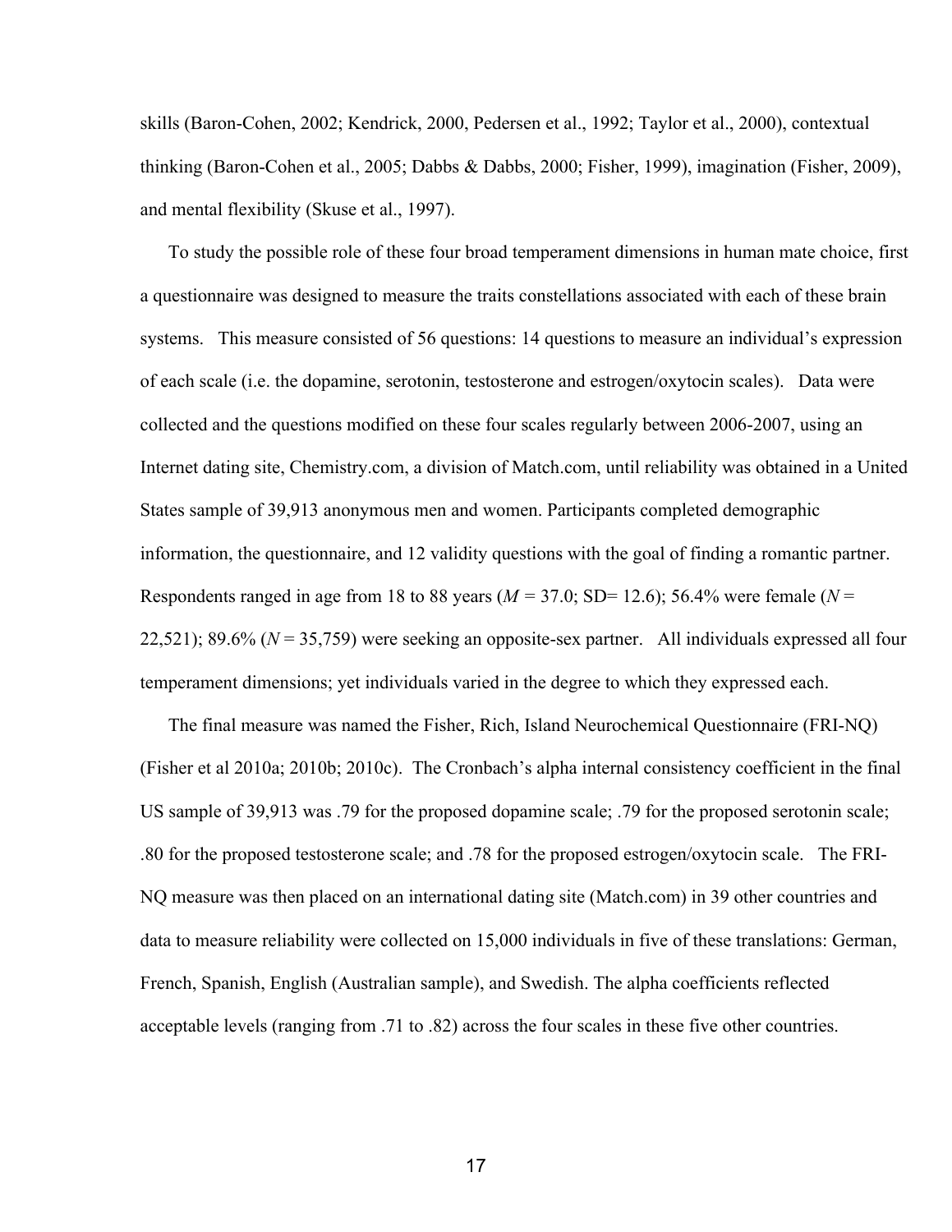skills (Baron-Cohen, 2002; Kendrick, 2000, Pedersen et al., 1992; Taylor et al., 2000), contextual thinking (Baron-Cohen et al., 2005; Dabbs & Dabbs, 2000; Fisher, 1999), imagination (Fisher, 2009), and mental flexibility (Skuse et al., 1997).

To study the possible role of these four broad temperament dimensions in human mate choice, first a questionnaire was designed to measure the traits constellations associated with each of these brain systems. This measure consisted of 56 questions: 14 questions to measure an individual's expression of each scale (i.e. the dopamine, serotonin, testosterone and estrogen/oxytocin scales). Data were collected and the questions modified on these four scales regularly between 2006-2007, using an Internet dating site, Chemistry.com, a division of Match.com, until reliability was obtained in a United States sample of 39,913 anonymous men and women. Participants completed demographic information, the questionnaire, and 12 validity questions with the goal of finding a romantic partner. Respondents ranged in age from 18 to 88 years ($M$ = 37.0; SD= 12.6); 56.4% were female ($N$ = 22,521); 89.6% ($N$ = 35,759) were seeking an opposite-sex partner. All individuals expressed all four temperament dimensions; yet individuals varied in the degree to which they expressed each.

The final measure was named the Fisher, Rich, Island Neurochemical Questionnaire (FRI-NQ) (Fisher et al 2010a; 2010b; 2010c). The Cronbach's alpha internal consistency coefficient in the final US sample of 39,913 was .79 for the proposed dopamine scale; .79 for the proposed serotonin scale; .80 for the proposed testosterone scale; and .78 for the proposed estrogen/oxytocin scale. The FRI-NQ measure was then placed on an international dating site (Match.com) in 39 other countries and data to measure reliability were collected on 15,000 individuals in five of these translations: German, French, Spanish, English (Australian sample), and Swedish. The alpha coefficients reflected acceptable levels (ranging from .71 to .82) across the four scales in these five other countries.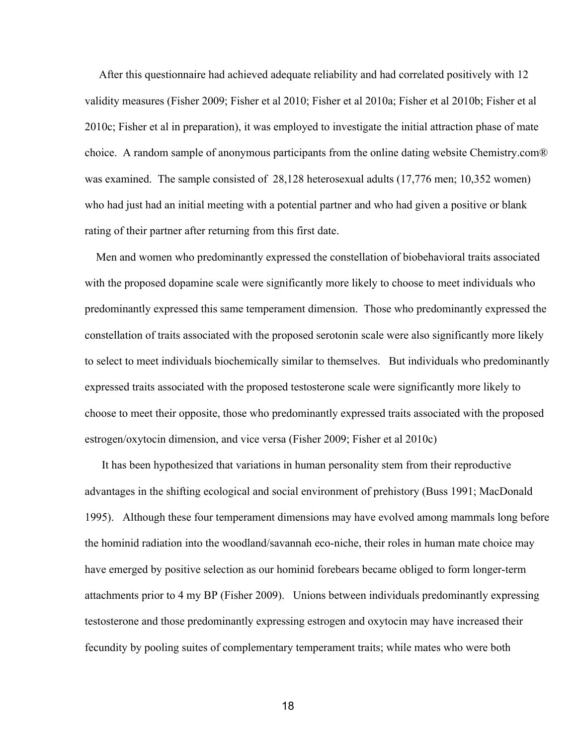After this questionnaire had achieved adequate reliability and had correlated positively with 12 validity measures (Fisher 2009; Fisher et al 2010; Fisher et al 2010a; Fisher et al 2010b; Fisher et al 2010c; Fisher et al in preparation), it was employed to investigate the initial attraction phase of mate choice. A random sample of anonymous participants from the online dating website Chemistry.com® was examined. The sample consisted of 28,128 heterosexual adults (17,776 men; 10,352 women) who had just had an initial meeting with a potential partner and who had given a positive or blank rating of their partner after returning from this first date.

Men and women who predominantly expressed the constellation of biobehavioral traits associated with the proposed dopamine scale were significantly more likely to choose to meet individuals who predominantly expressed this same temperament dimension. Those who predominantly expressed the constellation of traits associated with the proposed serotonin scale were also significantly more likely to select to meet individuals biochemically similar to themselves. But individuals who predominantly expressed traits associated with the proposed testosterone scale were significantly more likely to choose to meet their opposite, those who predominantly expressed traits associated with the proposed estrogen/oxytocin dimension, and vice versa (Fisher 2009; Fisher et al 2010c)

It has been hypothesized that variations in human personality stem from their reproductive advantages in the shifting ecological and social environment of prehistory (Buss 1991; MacDonald 1995). Although these four temperament dimensions may have evolved among mammals long before the hominid radiation into the woodland/savannah eco-niche, their roles in human mate choice may have emerged by positive selection as our hominid forebears became obliged to form longer-term attachments prior to 4 my BP (Fisher 2009). Unions between individuals predominantly expressing testosterone and those predominantly expressing estrogen and oxytocin may have increased their fecundity by pooling suites of complementary temperament traits; while mates who were both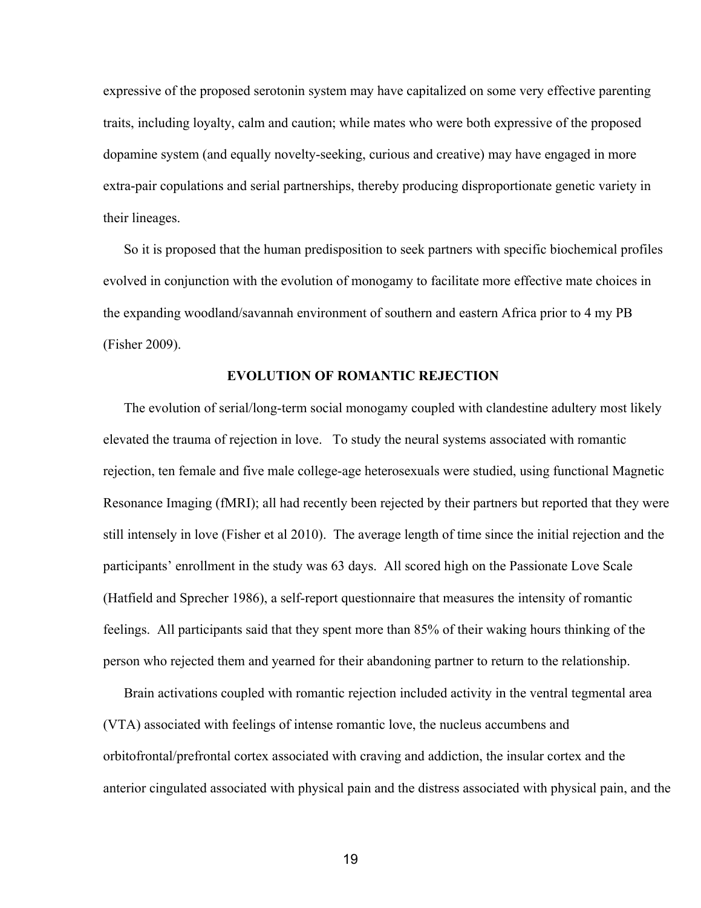expressive of the proposed serotonin system may have capitalized on some very effective parenting traits, including loyalty, calm and caution; while mates who were both expressive of the proposed dopamine system (and equally novelty-seeking, curious and creative) may have engaged in more extra-pair copulations and serial partnerships, thereby producing disproportionate genetic variety in their lineages.

So it is proposed that the human predisposition to seek partners with specific biochemical profiles evolved in conjunction with the evolution of monogamy to facilitate more effective mate choices in the expanding woodland/savannah environment of southern and eastern Africa prior to 4 my PB (Fisher 2009).

## EVOLUTION OF ROMANTIC REJECTION

The evolution of serial/long-term social monogamy coupled with clandestine adultery most likely elevated the trauma of rejection in love. To study the neural systems associated with romantic rejection, ten female and five male college-age heterosexuals were studied, using functional Magnetic Resonance Imaging (fMRI); all had recently been rejected by their partners but reported that they were still intensely in love (Fisher et al 2010). The average length of time since the initial rejection and the participants' enrollment in the study was 63 days. All scored high on the Passionate Love Scale (Hatfield and Sprecher 1986), a self-report questionnaire that measures the intensity of romantic feelings. All participants said that they spent more than 85% of their waking hours thinking of the person who rejected them and yearned for their abandoning partner to return to the relationship.

Brain activations coupled with romantic rejection included activity in the ventral tegmental area (VTA) associated with feelings of intense romantic love, the nucleus accumbens and orbitofrontal/prefrontal cortex associated with craving and addiction, the insular cortex and the anterior cingulated associated with physical pain and the distress associated with physical pain, and the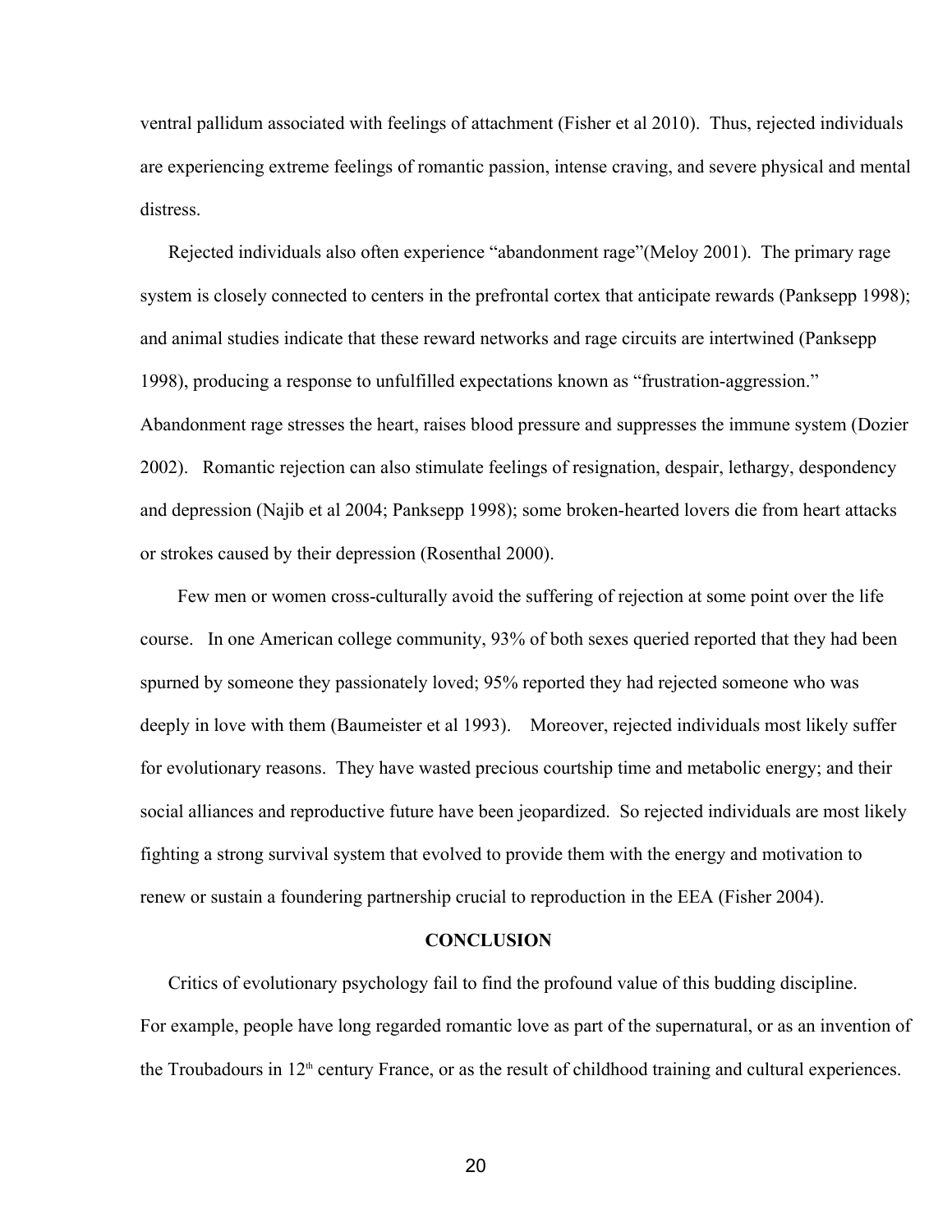ventral pallidum associated with feelings of attachment (Fisher et al 2010). Thus, rejected individuals are experiencing extreme feelings of romantic passion, intense craving, and severe physical and mental distress.

Rejected individuals also often experience "abandonment rage"(Meloy 2001). The primary rage system is closely connected to centers in the prefrontal cortex that anticipate rewards (Panksepp 1998); and animal studies indicate that these reward networks and rage circuits are intertwined (Panksepp 1998), producing a response to unfulfilled expectations known as "frustration-aggression." Abandonment rage stresses the heart, raises blood pressure and suppresses the immune system (Dozier 2002). Romantic rejection can also stimulate feelings of resignation, despair, lethargy, despondency and depression (Najib et al 2004; Panksepp 1998); some broken-hearted lovers die from heart attacks or strokes caused by their depression (Rosenthal 2000).

Few men or women cross-culturally avoid the suffering of rejection at some point over the life course. In one American college community, 93% of both sexes queried reported that they had been spurned by someone they passionately loved; 95% reported they had rejected someone who was deeply in love with them (Baumeister et al 1993). Moreover, rejected individuals most likely suffer for evolutionary reasons. They have wasted precious courtship time and metabolic energy; and their social alliances and reproductive future have been jeopardized. So rejected individuals are most likely fighting a strong survival system that evolved to provide them with the energy and motivation to renew or sustain a foundering partnership crucial to reproduction in the EEA (Fisher 2004).

## CONCLUSION

Critics of evolutionary psychology fail to find the profound value of this budding discipline. For example, people have long regarded romantic love as part of the supernatural, or as an invention of the Troubadours in 12th century France, or as the result of childhood training and cultural experiences.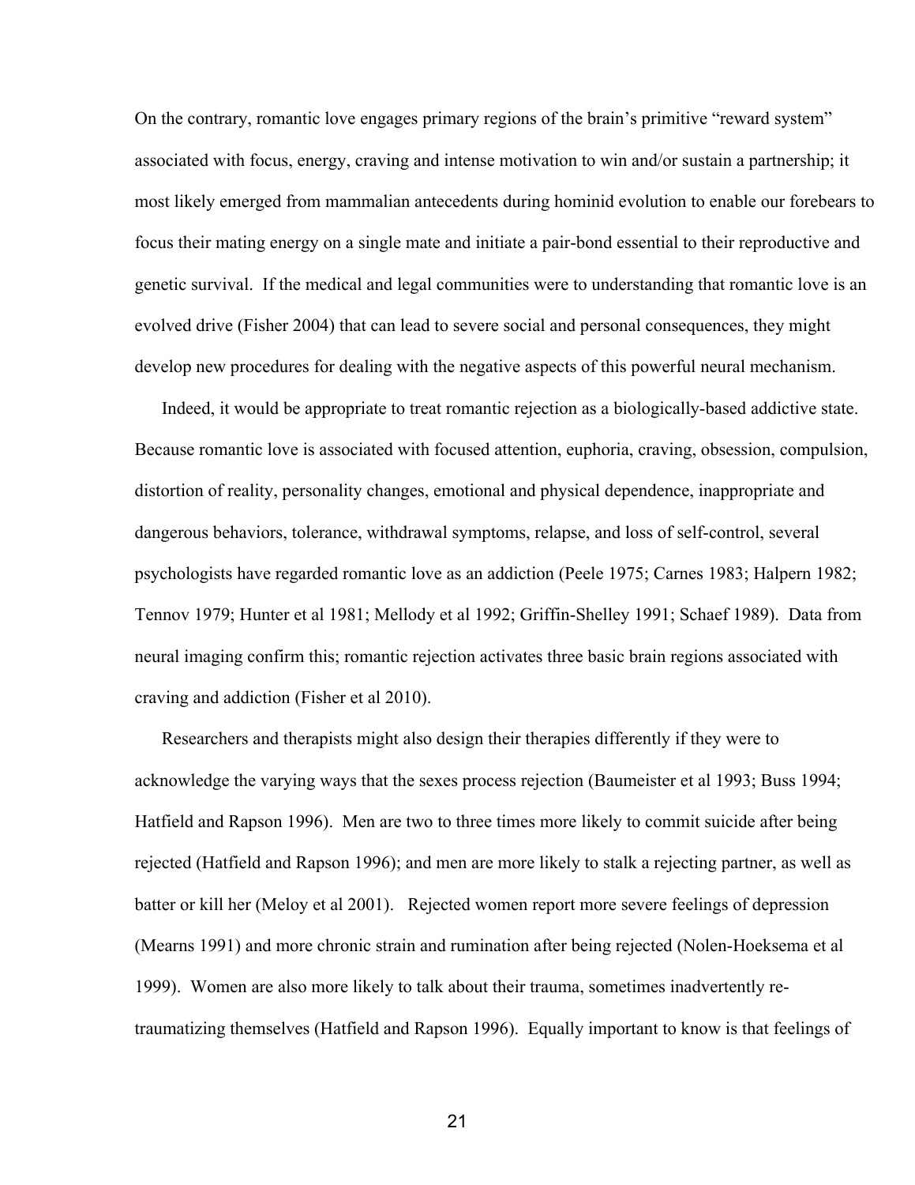On the contrary, romantic love engages primary regions of the brain's primitive "reward system" associated with focus, energy, craving and intense motivation to win and/or sustain a partnership; it most likely emerged from mammalian antecedents during hominid evolution to enable our forebears to focus their mating energy on a single mate and initiate a pair-bond essential to their reproductive and genetic survival. If the medical and legal communities were to understanding that romantic love is an evolved drive (Fisher 2004) that can lead to severe social and personal consequences, they might develop new procedures for dealing with the negative aspects of this powerful neural mechanism.

Indeed, it would be appropriate to treat romantic rejection as a biologically-based addictive state. Because romantic love is associated with focused attention, euphoria, craving, obsession, compulsion, distortion of reality, personality changes, emotional and physical dependence, inappropriate and dangerous behaviors, tolerance, withdrawal symptoms, relapse, and loss of self-control, several psychologists have regarded romantic love as an addiction (Peele 1975; Carnes 1983; Halpern 1982; Tennov 1979; Hunter et al 1981; Mellody et al 1992; Griffin-Shelley 1991; Schaef 1989). Data from neural imaging confirm this; romantic rejection activates three basic brain regions associated with craving and addiction (Fisher et al 2010).

Researchers and therapists might also design their therapies differently if they were to acknowledge the varying ways that the sexes process rejection (Baumeister et al 1993; Buss 1994; Hatfield and Rapson 1996). Men are two to three times more likely to commit suicide after being rejected (Hatfield and Rapson 1996); and men are more likely to stalk a rejecting partner, as well as batter or kill her (Meloy et al 2001). Rejected women report more severe feelings of depression (Mearns 1991) and more chronic strain and rumination after being rejected (Nolen-Hoeksema et al 1999). Women are also more likely to talk about their trauma, sometimes inadvertently re-traumatizing themselves (Hatfield and Rapson 1996). Equally important to know is that feelings of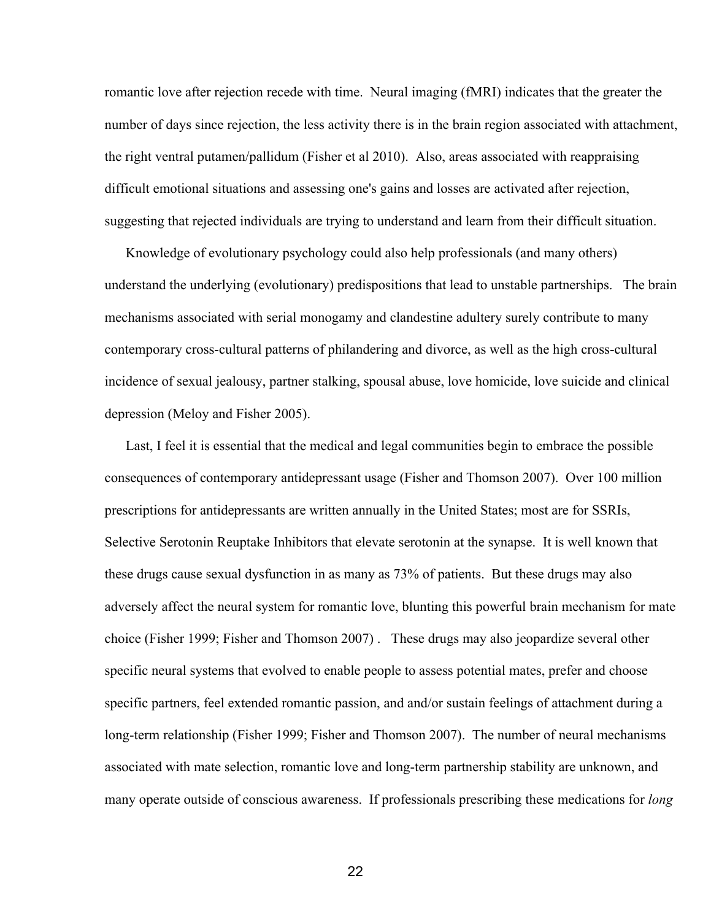romantic love after rejection recede with time. Neural imaging (fMRI) indicates that the greater the number of days since rejection, the less activity there is in the brain region associated with attachment, the right ventral putamen/pallidum (Fisher et al 2010). Also, areas associated with reappraising difficult emotional situations and assessing one's gains and losses are activated after rejection, suggesting that rejected individuals are trying to understand and learn from their difficult situation.

Knowledge of evolutionary psychology could also help professionals (and many others) understand the underlying (evolutionary) predispositions that lead to unstable partnerships. The brain mechanisms associated with serial monogamy and clandestine adultery surely contribute to many contemporary cross-cultural patterns of philandering and divorce, as well as the high cross-cultural incidence of sexual jealousy, partner stalking, spousal abuse, love homicide, love suicide and clinical depression (Meloy and Fisher 2005).

Last, I feel it is essential that the medical and legal communities begin to embrace the possible consequences of contemporary antidepressant usage (Fisher and Thomson 2007). Over 100 million prescriptions for antidepressants are written annually in the United States; most are for SSRIs, Selective Serotonin Reuptake Inhibitors that elevate serotonin at the synapse. It is well known that these drugs cause sexual dysfunction in as many as 73% of patients. But these drugs may also adversely affect the neural system for romantic love, blunting this powerful brain mechanism for mate choice (Fisher 1999; Fisher and Thomson 2007) . These drugs may also jeopardize several other specific neural systems that evolved to enable people to assess potential mates, prefer and choose specific partners, feel extended romantic passion, and and/or sustain feelings of attachment during a long-term relationship (Fisher 1999; Fisher and Thomson 2007). The number of neural mechanisms associated with mate selection, romantic love and long-term partnership stability are unknown, and many operate outside of conscious awareness. If professionals prescribing these medications for *long*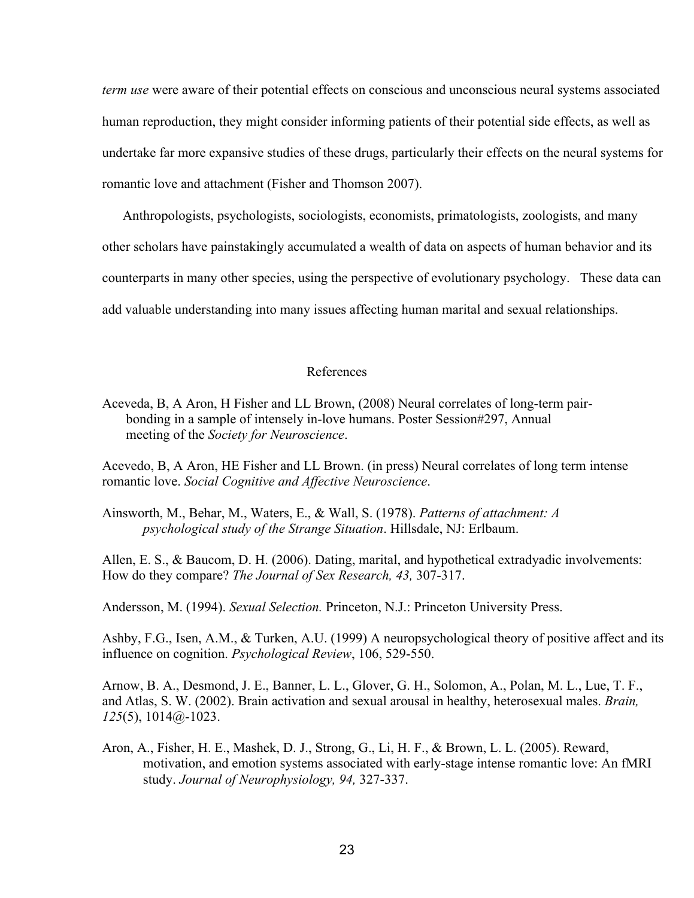*term use* were aware of their potential effects on conscious and unconscious neural systems associated human reproduction, they might consider informing patients of their potential side effects, as well as undertake far more expansive studies of these drugs, particularly their effects on the neural systems for romantic love and attachment (Fisher and Thomson 2007).

Anthropologists, psychologists, sociologists, economists, primatologists, zoologists, and many other scholars have painstakingly accumulated a wealth of data on aspects of human behavior and its counterparts in many other species, using the perspective of evolutionary psychology. These data can add valuable understanding into many issues affecting human marital and sexual relationships.

## References

Aceveda, B, A Aron, H Fisher and LL Brown, (2008) Neural correlates of long-term pair-bonding in a sample of intensely in-love humans. Poster Session#297, Annual meeting of the *Society for Neuroscience*.

Acevedo, B, A Aron, HE Fisher and LL Brown. (in press) Neural correlates of long term intense romantic love. *Social Cognitive and Affective Neuroscience*.

Ainsworth, M., Behar, M., Waters, E., & Wall, S. (1978). *Patterns of attachment: A psychological study of the Strange Situation*. Hillsdale, NJ: Erlbaum.

Allen, E. S., & Baucom, D. H. (2006). Dating, marital, and hypothetical extradyadic involvements: How do they compare? *The Journal of Sex Research, 43,* 307-317.

Andersson, M. (1994). *Sexual Selection.* Princeton, N.J.: Princeton University Press.

Ashby, F.G., Isen, A.M., & Turken, A.U. (1999) A neuropsychological theory of positive affect and its influence on cognition. *Psychological Review*, 106, 529-550.

Arnow, B. A., Desmond, J. E., Banner, L. L., Glover, G. H., Solomon, A., Polan, M. L., Lue, T. F., and Atlas, S. W. (2002). Brain activation and sexual arousal in healthy, heterosexual males. *Brain, 125*(5), 1014@-1023.

Aron, A., Fisher, H. E., Mashek, D. J., Strong, G., Li, H. F., & Brown, L. L. (2005). Reward, motivation, and emotion systems associated with early-stage intense romantic love: An fMRI study. *Journal of Neurophysiology, 94,* 327-337.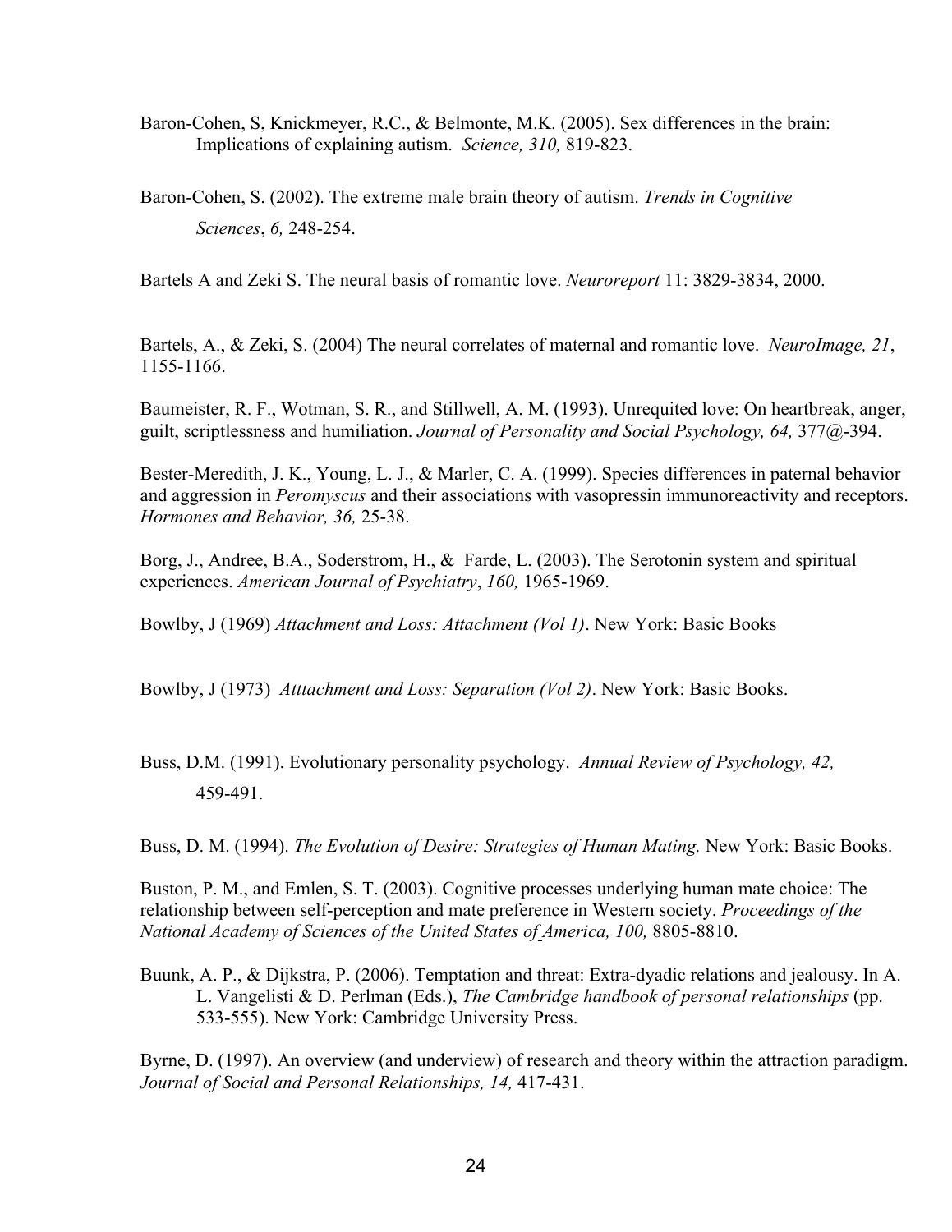Baron-Cohen, S, Knickmeyer, R.C., & Belmonte, M.K. (2005). Sex differences in the brain: Implications of explaining autism. *Science, 310,* 819-823.

Baron-Cohen, S. (2002). The extreme male brain theory of autism. *Trends in Cognitive Sciences*, *6,* 248-254.

Bartels A and Zeki S. The neural basis of romantic love. *Neuroreport* 11: 3829-3834, 2000.

Bartels, A., & Zeki, S. (2004) The neural correlates of maternal and romantic love. *NeuroImage, 21*, 1155-1166.

Baumeister, R. F., Wotman, S. R., and Stillwell, A. M. (1993). Unrequited love: On heartbreak, anger, guilt, scriptlessness and humiliation. *Journal of Personality and Social Psychology, 64,* 377@-394.

Bester-Meredith, J. K., Young, L. J., & Marler, C. A. (1999). Species differences in paternal behavior and aggression in *Peromyscus* and their associations with vasopressin immunoreactivity and receptors. *Hormones and Behavior, 36,* 25-38.

Borg, J., Andree, B.A., Soderstrom, H., & Farde, L. (2003). The Serotonin system and spiritual experiences. *American Journal of Psychiatry*, *160,* 1965-1969.

Bowlby, J (1969) *Attachment and Loss: Attachment (Vol 1)*. New York: Basic Books

Bowlby, J (1973) *Atttachment and Loss: Separation (Vol 2)*. New York: Basic Books.

Buss, D.M. (1991). Evolutionary personality psychology. *Annual Review of Psychology, 42,* 459-491.

Buss, D. M. (1994). *The Evolution of Desire: Strategies of Human Mating.* New York: Basic Books.

Buston, P. M., and Emlen, S. T. (2003). Cognitive processes underlying human mate choice: The relationship between self-perception and mate preference in Western society. *Proceedings of the National Academy of Sciences of the United States of America, 100,* 8805-8810.

Buunk, A. P., & Dijkstra, P. (2006). Temptation and threat: Extra-dyadic relations and jealousy. In A. L. Vangelisti & D. Perlman (Eds.), *The Cambridge handbook of personal relationships* (pp. 533-555). New York: Cambridge University Press.

Byrne, D. (1997). An overview (and underview) of research and theory within the attraction paradigm. *Journal of Social and Personal Relationships, 14,* 417-431.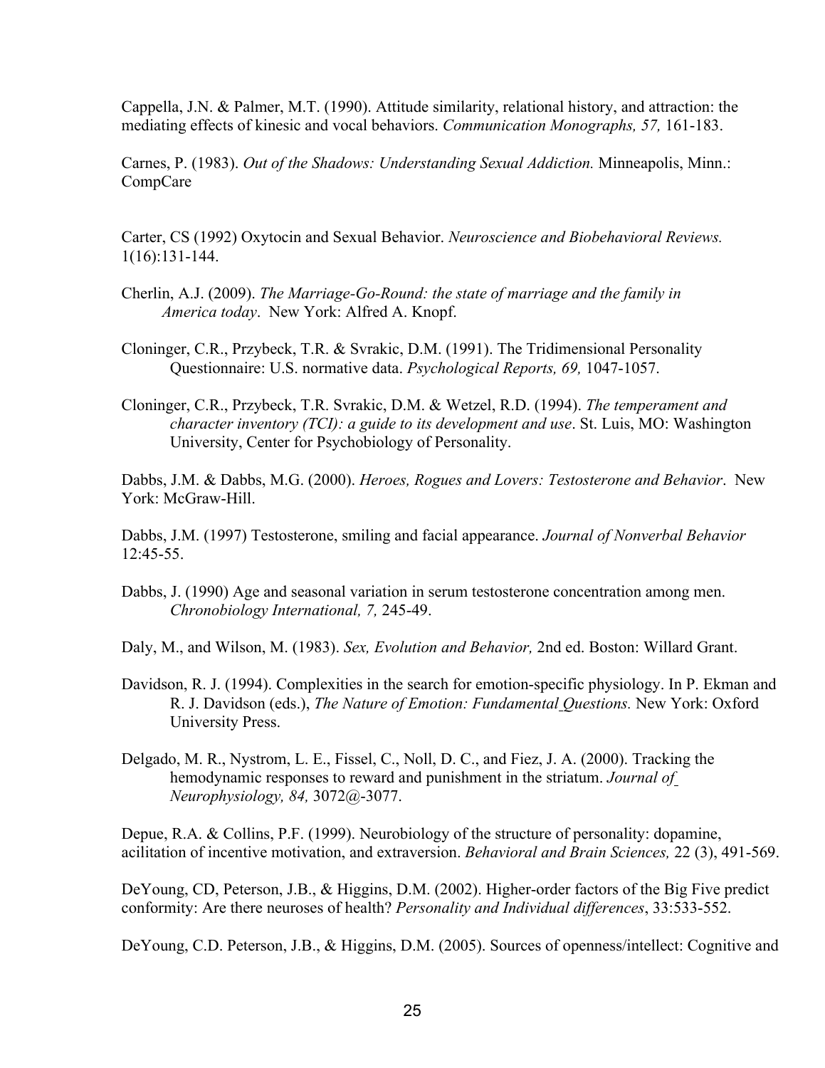Cappella, J.N. & Palmer, M.T. (1990). Attitude similarity, relational history, and attraction: the mediating effects of kinesic and vocal behaviors. *Communication Monographs, 57,* 161-183.

Carnes, P. (1983). *Out of the Shadows: Understanding Sexual Addiction.* Minneapolis, Minn.: CompCare

Carter, CS (1992) Oxytocin and Sexual Behavior. *Neuroscience and Biobehavioral Reviews.* 1(16):131-144.

Cherlin, A.J. (2009). *The Marriage-Go-Round: the state of marriage and the family in America today*. New York: Alfred A. Knopf.

Cloninger, C.R., Przybeck, T.R. & Svrakic, D.M. (1991). The Tridimensional Personality Questionnaire: U.S. normative data. *Psychological Reports, 69,* 1047-1057.

Cloninger, C.R., Przybeck, T.R. Svrakic, D.M. & Wetzel, R.D. (1994). *The temperament and character inventory (TCI): a guide to its development and use*. St. Luis, MO: Washington University, Center for Psychobiology of Personality.

Dabbs, J.M. & Dabbs, M.G. (2000). *Heroes, Rogues and Lovers: Testosterone and Behavior*. New York: McGraw-Hill.

Dabbs, J.M. (1997) Testosterone, smiling and facial appearance. *Journal of Nonverbal Behavior* 12:45-55.

Dabbs, J. (1990) Age and seasonal variation in serum testosterone concentration among men. *Chronobiology International, 7,* 245-49.

Daly, M., and Wilson, M. (1983). *Sex, Evolution and Behavior,* 2nd ed. Boston: Willard Grant.

Davidson, R. J. (1994). Complexities in the search for emotion-specific physiology. In P. Ekman and R. J. Davidson (eds.), *The Nature of Emotion: Fundamental Questions.* New York: Oxford University Press.

Delgado, M. R., Nystrom, L. E., Fissel, C., Noll, D. C., and Fiez, J. A. (2000). Tracking the hemodynamic responses to reward and punishment in the striatum. *Journal of Neurophysiology, 84,* 3072@-3077.

Depue, R.A. & Collins, P.F. (1999). Neurobiology of the structure of personality: dopamine, acilitation of incentive motivation, and extraversion. *Behavioral and Brain Sciences,* 22 (3), 491-569.

DeYoung, CD, Peterson, J.B., & Higgins, D.M. (2002). Higher-order factors of the Big Five predict conformity: Are there neuroses of health? *Personality and Individual differences*, 33:533-552.

DeYoung, C.D. Peterson, J.B., & Higgins, D.M. (2005). Sources of openness/intellect: Cognitive and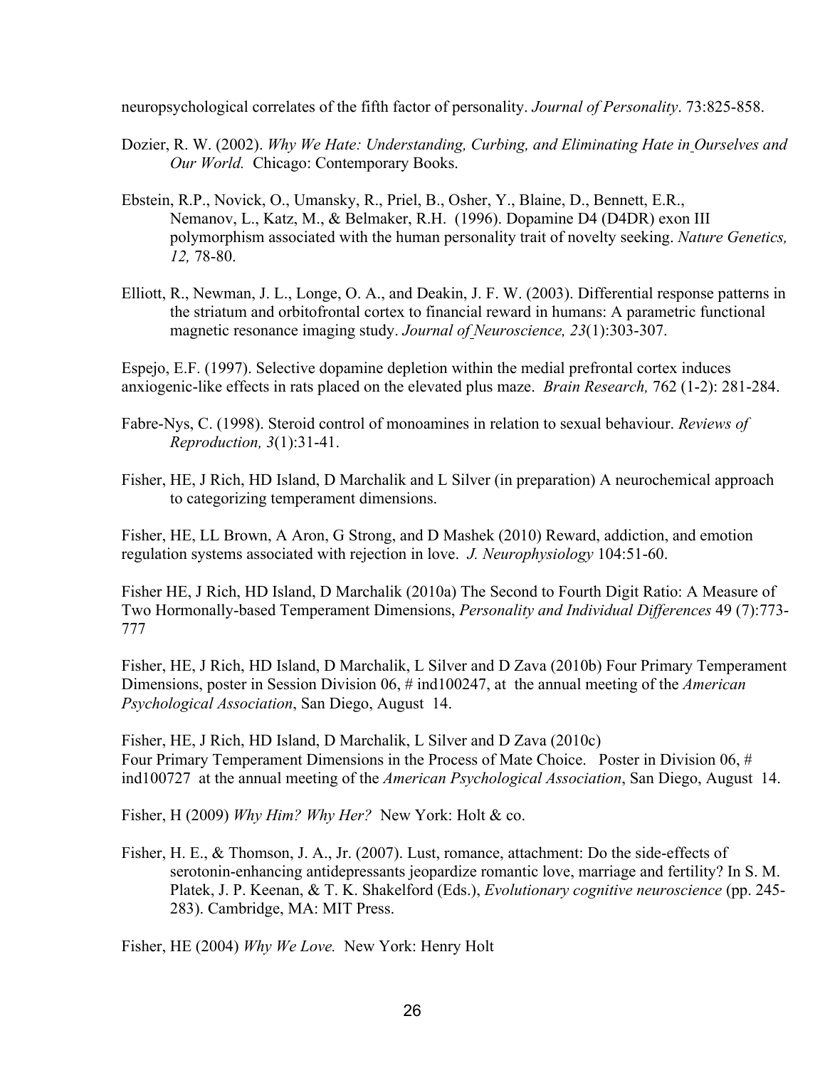neuropsychological correlates of the fifth factor of personality. *Journal of Personality*. 73:825-858.

Dozier, R. W. (2002). *Why We Hate: Understanding, Curbing, and Eliminating Hate in Ourselves and Our World.* Chicago: Contemporary Books.

Ebstein, R.P., Novick, O., Umansky, R., Priel, B., Osher, Y., Blaine, D., Bennett, E.R., Nemanov, L., Katz, M., & Belmaker, R.H. (1996). Dopamine D4 (D4DR) exon III polymorphism associated with the human personality trait of novelty seeking. *Nature Genetics, 12,* 78-80.

Elliott, R., Newman, J. L., Longe, O. A., and Deakin, J. F. W. (2003). Differential response patterns in the striatum and orbitofrontal cortex to financial reward in humans: A parametric functional magnetic resonance imaging study. *Journal of Neuroscience, 23*(1):303-307.

Espejo, E.F. (1997). Selective dopamine depletion within the medial prefrontal cortex induces anxiogenic-like effects in rats placed on the elevated plus maze. *Brain Research,* 762 (1-2): 281-284.

Fabre-Nys, C. (1998). Steroid control of monoamines in relation to sexual behaviour. *Reviews of Reproduction, 3*(1):31-41.

Fisher, HE, J Rich, HD Island, D Marchalik and L Silver (in preparation) A neurochemical approach to categorizing temperament dimensions.

Fisher, HE, LL Brown, A Aron, G Strong, and D Mashek (2010) Reward, addiction, and emotion regulation systems associated with rejection in love. *J. Neurophysiology* 104:51-60.

Fisher HE, J Rich, HD Island, D Marchalik (2010a) The Second to Fourth Digit Ratio: A Measure of Two Hormonally-based Temperament Dimensions, *Personality and Individual Differences* 49 (7):773-777

Fisher, HE, J Rich, HD Island, D Marchalik, L Silver and D Zava (2010b) Four Primary Temperament Dimensions, poster in Session Division 06, # ind100247, at the annual meeting of the *American Psychological Association*, San Diego, August 14.

Fisher, HE, J Rich, HD Island, D Marchalik, L Silver and D Zava (2010c) Four Primary Temperament Dimensions in the Process of Mate Choice. Poster in Division 06, # ind100727 at the annual meeting of the *American Psychological Association*, San Diego, August 14.

Fisher, H (2009) *Why Him? Why Her?* New York: Holt & co.

Fisher, H. E., & Thomson, J. A., Jr. (2007). Lust, romance, attachment: Do the side-effects of serotonin-enhancing antidepressants jeopardize romantic love, marriage and fertility? In S. M. Platek, J. P. Keenan, & T. K. Shakelford (Eds.), *Evolutionary cognitive neuroscience* (pp. 245-283). Cambridge, MA: MIT Press.

Fisher, HE (2004) *Why We Love.* New York: Henry Holt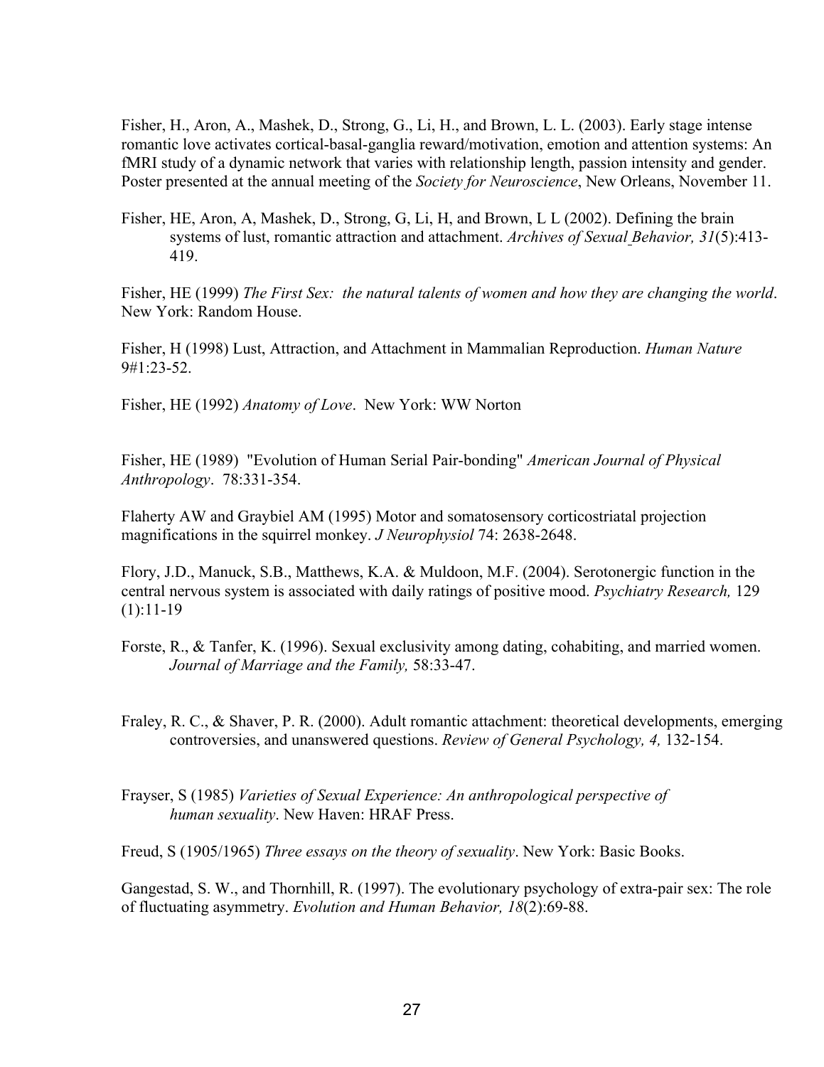Fisher, H., Aron, A., Mashek, D., Strong, G., Li, H., and Brown, L. L. (2003). Early stage intense romantic love activates cortical-basal-ganglia reward/motivation, emotion and attention systems: An fMRI study of a dynamic network that varies with relationship length, passion intensity and gender. Poster presented at the annual meeting of the *Society for Neuroscience*, New Orleans, November 11.

Fisher, HE, Aron, A, Mashek, D., Strong, G, Li, H, and Brown, L L (2002). Defining the brain systems of lust, romantic attraction and attachment. *Archives of Sexual Behavior, 31*(5):413-419.

Fisher, HE (1999) *The First Sex: the natural talents of women and how they are changing the world*. New York: Random House.

Fisher, H (1998) Lust, Attraction, and Attachment in Mammalian Reproduction. *Human Nature* 9#1:23-52.

Fisher, HE (1992) *Anatomy of Love*. New York: WW Norton

Fisher, HE (1989) "Evolution of Human Serial Pair-bonding" *American Journal of Physical Anthropology*. 78:331-354.

Flaherty AW and Graybiel AM (1995) Motor and somatosensory corticostriatal projection magnifications in the squirrel monkey. *J Neurophysiol* 74: 2638-2648.

Flory, J.D., Manuck, S.B., Matthews, K.A. & Muldoon, M.F. (2004). Serotonergic function in the central nervous system is associated with daily ratings of positive mood. *Psychiatry Research,* 129 (1):11-19

Forste, R., & Tanfer, K. (1996). Sexual exclusivity among dating, cohabiting, and married women. *Journal of Marriage and the Family,* 58:33-47.

Fraley, R. C., & Shaver, P. R. (2000). Adult romantic attachment: theoretical developments, emerging controversies, and unanswered questions. *Review of General Psychology, 4,* 132-154.

Frayser, S (1985) *Varieties of Sexual Experience: An anthropological perspective of human sexuality*. New Haven: HRAF Press.

Freud, S (1905/1965) *Three essays on the theory of sexuality*. New York: Basic Books.

Gangestad, S. W., and Thornhill, R. (1997). The evolutionary psychology of extra-pair sex: The role of fluctuating asymmetry. *Evolution and Human Behavior, 18*(2):69-88.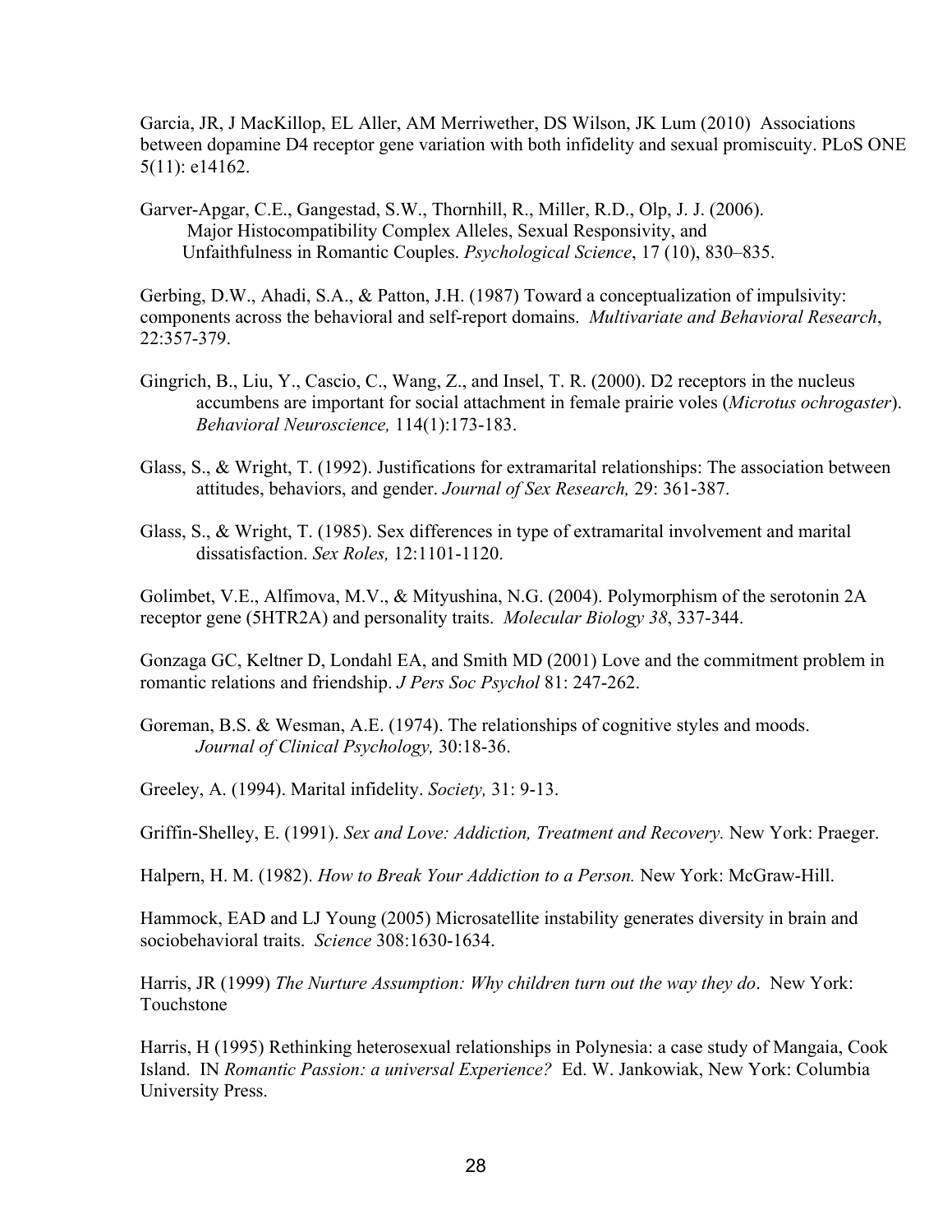Garcia, JR, J MacKillop, EL Aller, AM Merriwether, DS Wilson, JK Lum (2010) Associations between dopamine D4 receptor gene variation with both infidelity and sexual promiscuity. PLoS ONE 5(11): e14162.

Garver-Apgar, C.E., Gangestad, S.W., Thornhill, R., Miller, R.D., Olp, J. J. (2006). Major Histocompatibility Complex Alleles, Sexual Responsivity, and Unfaithfulness in Romantic Couples. *Psychological Science*, 17 (10), 830–835.

Gerbing, D.W., Ahadi, S.A., & Patton, J.H. (1987) Toward a conceptualization of impulsivity: components across the behavioral and self-report domains. *Multivariate and Behavioral Research*, 22:357-379.

Gingrich, B., Liu, Y., Cascio, C., Wang, Z., and Insel, T. R. (2000). D2 receptors in the nucleus accumbens are important for social attachment in female prairie voles (*Microtus ochrogaster*). *Behavioral Neuroscience,* 114(1):173-183.

Glass, S., & Wright, T. (1992). Justifications for extramarital relationships: The association between attitudes, behaviors, and gender. *Journal of Sex Research,* 29: 361-387.

Glass, S., & Wright, T. (1985). Sex differences in type of extramarital involvement and marital dissatisfaction. *Sex Roles,* 12:1101-1120.

Golimbet, V.E., Alfimova, M.V., & Mityushina, N.G. (2004). Polymorphism of the serotonin 2A receptor gene (5HTR2A) and personality traits. *Molecular Biology 38*, 337-344.

Gonzaga GC, Keltner D, Londahl EA, and Smith MD (2001) Love and the commitment problem in romantic relations and friendship. *J Pers Soc Psychol* 81: 247-262.

Goreman, B.S. & Wesman, A.E. (1974). The relationships of cognitive styles and moods. *Journal of Clinical Psychology,* 30:18-36.

Greeley, A. (1994). Marital infidelity. *Society,* 31: 9-13.

Griffin-Shelley, E. (1991). *Sex and Love: Addiction, Treatment and Recovery.* New York: Praeger.

Halpern, H. M. (1982). *How to Break Your Addiction to a Person.* New York: McGraw-Hill.

Hammock, EAD and LJ Young (2005) Microsatellite instability generates diversity in brain and sociobehavioral traits. *Science* 308:1630-1634.

Harris, JR (1999) *The Nurture Assumption: Why children turn out the way they do*. New York: Touchstone

Harris, H (1995) Rethinking heterosexual relationships in Polynesia: a case study of Mangaia, Cook Island. IN *Romantic Passion: a universal Experience?* Ed. W. Jankowiak, New York: Columbia University Press.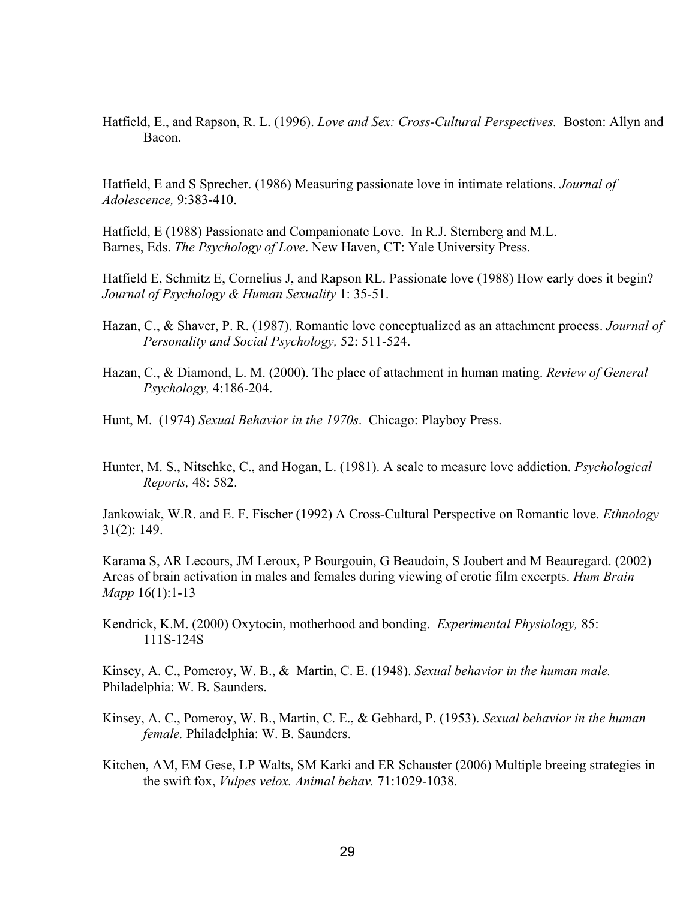Hatfield, E., and Rapson, R. L. (1996). *Love and Sex: Cross-Cultural Perspectives.* Boston: Allyn and Bacon.

Hatfield, E and S Sprecher. (1986) Measuring passionate love in intimate relations. *Journal of Adolescence,* 9:383-410.

Hatfield, E (1988) Passionate and Companionate Love. In R.J. Sternberg and M.L. Barnes, Eds. *The Psychology of Love*. New Haven, CT: Yale University Press.

Hatfield E, Schmitz E, Cornelius J, and Rapson RL. Passionate love (1988) How early does it begin? *Journal of Psychology & Human Sexuality* 1: 35-51.

Hazan, C., & Shaver, P. R. (1987). Romantic love conceptualized as an attachment process. *Journal of Personality and Social Psychology,* 52: 511-524.

Hazan, C., & Diamond, L. M. (2000). The place of attachment in human mating. *Review of General Psychology,* 4:186-204.

Hunt, M. (1974) *Sexual Behavior in the 1970s*. Chicago: Playboy Press.

Hunter, M. S., Nitschke, C., and Hogan, L. (1981). A scale to measure love addiction. *Psychological Reports,* 48: 582.

Jankowiak, W.R. and E. F. Fischer (1992) A Cross-Cultural Perspective on Romantic love. *Ethnology* 31(2): 149.

Karama S, AR Lecours, JM Leroux, P Bourgouin, G Beaudoin, S Joubert and M Beauregard. (2002) Areas of brain activation in males and females during viewing of erotic film excerpts. *Hum Brain Mapp* 16(1):1-13

Kendrick, K.M. (2000) Oxytocin, motherhood and bonding. *Experimental Physiology,* 85: 111S-124S

Kinsey, A. C., Pomeroy, W. B., & Martin, C. E. (1948). *Sexual behavior in the human male.* Philadelphia: W. B. Saunders.

Kinsey, A. C., Pomeroy, W. B., Martin, C. E., & Gebhard, P. (1953). *Sexual behavior in the human female.* Philadelphia: W. B. Saunders.

Kitchen, AM, EM Gese, LP Walts, SM Karki and ER Schauster (2006) Multiple breeing strategies in the swift fox, *Vulpes velox. Animal behav.* 71:1029-1038.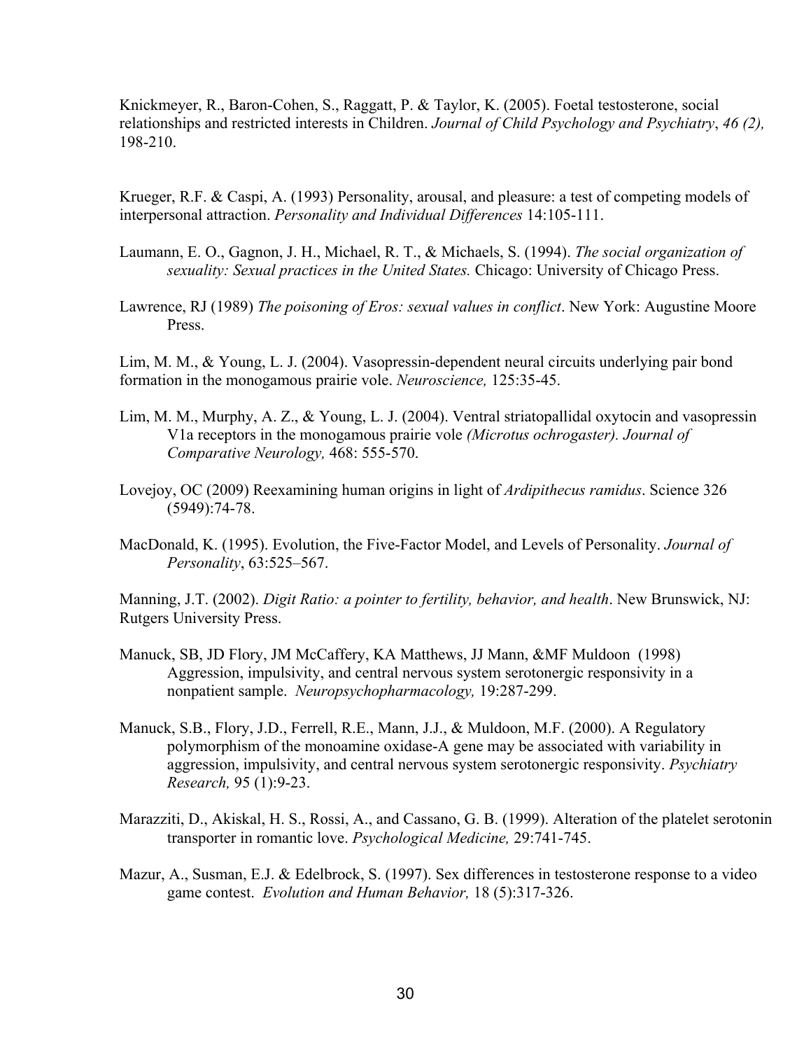Knickmeyer, R., Baron-Cohen, S., Raggatt, P. & Taylor, K. (2005). Foetal testosterone, social relationships and restricted interests in Children. *Journal of Child Psychology and Psychiatry*, *46 (2),* 198-210.

Krueger, R.F. & Caspi, A. (1993) Personality, arousal, and pleasure: a test of competing models of interpersonal attraction. *Personality and Individual Differences* 14:105-111.

Laumann, E. O., Gagnon, J. H., Michael, R. T., & Michaels, S. (1994). *The social organization of sexuality: Sexual practices in the United States.* Chicago: University of Chicago Press.

Lawrence, RJ (1989) *The poisoning of Eros: sexual values in conflict*. New York: Augustine Moore Press.

Lim, M. M., & Young, L. J. (2004). Vasopressin-dependent neural circuits underlying pair bond formation in the monogamous prairie vole. *Neuroscience,* 125:35-45.

Lim, M. M., Murphy, A. Z., & Young, L. J. (2004). Ventral striatopallidal oxytocin and vasopressin V1a receptors in the monogamous prairie vole *(Microtus ochrogaster). Journal of Comparative Neurology,* 468: 555-570.

Lovejoy, OC (2009) Reexamining human origins in light of *Ardipithecus ramidus*. Science 326 (5949):74-78.

MacDonald, K. (1995). Evolution, the Five-Factor Model, and Levels of Personality. *Journal of Personality*, 63:525–567.

Manning, J.T. (2002). *Digit Ratio: a pointer to fertility, behavior, and health*. New Brunswick, NJ: Rutgers University Press.

Manuck, SB, JD Flory, JM McCaffery, KA Matthews, JJ Mann, &MF Muldoon (1998) Aggression, impulsivity, and central nervous system serotonergic responsivity in a nonpatient sample. *Neuropsychopharmacology,* 19:287-299.

Manuck, S.B., Flory, J.D., Ferrell, R.E., Mann, J.J., & Muldoon, M.F. (2000). A Regulatory polymorphism of the monoamine oxidase-A gene may be associated with variability in aggression, impulsivity, and central nervous system serotonergic responsivity. *Psychiatry Research,* 95 (1):9-23.

Marazziti, D., Akiskal, H. S., Rossi, A., and Cassano, G. B. (1999). Alteration of the platelet serotonin transporter in romantic love. *Psychological Medicine,* 29:741-745.

Mazur, A., Susman, E.J. & Edelbrock, S. (1997). Sex differences in testosterone response to a video game contest. *Evolution and Human Behavior,* 18 (5):317-326.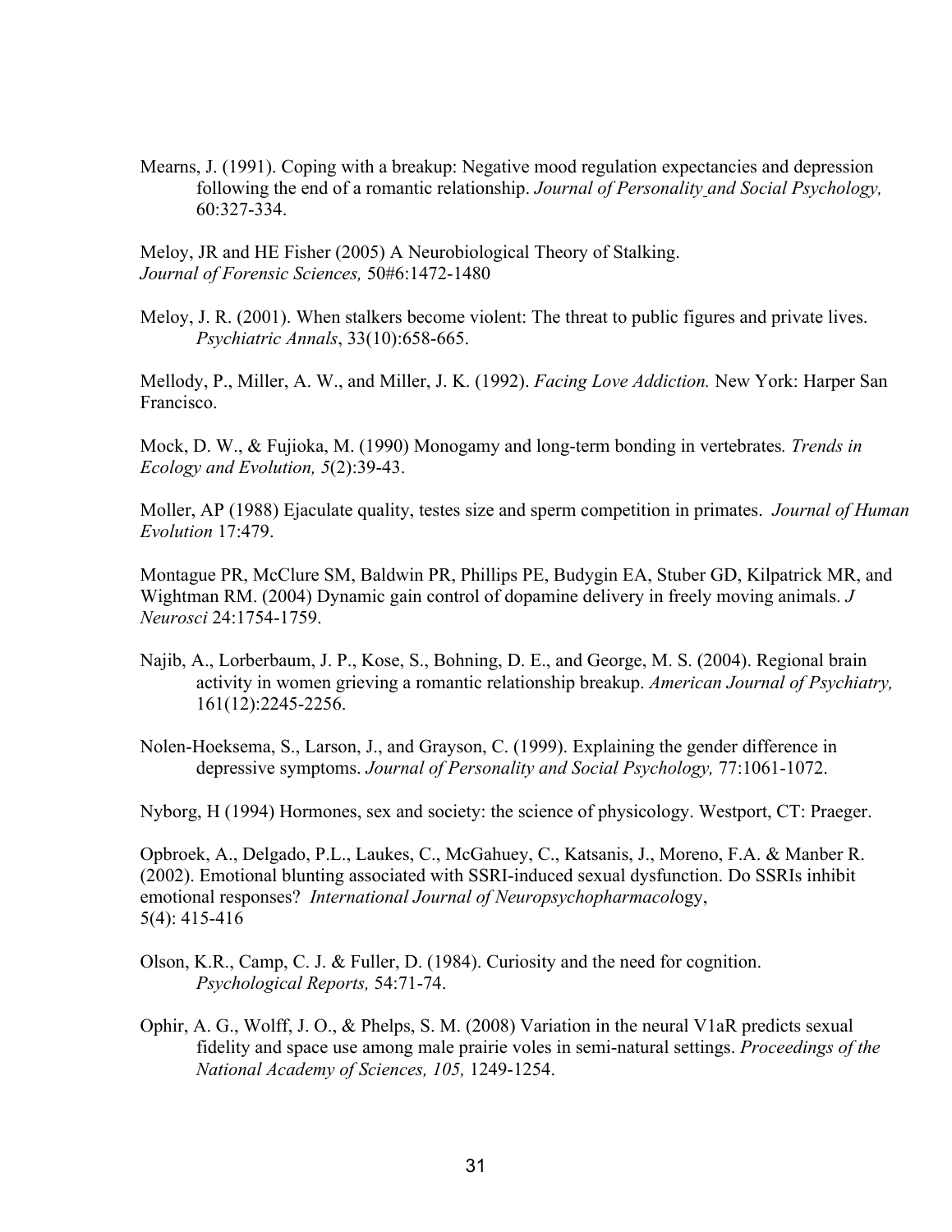Mearns, J. (1991). Coping with a breakup: Negative mood regulation expectancies and depression following the end of a romantic relationship. *Journal of Personality and Social Psychology,* 60:327-334.

Meloy, JR and HE Fisher (2005) A Neurobiological Theory of Stalking. *Journal of Forensic Sciences,* 50#6:1472-1480

Meloy, J. R. (2001). When stalkers become violent: The threat to public figures and private lives. *Psychiatric Annals*, 33(10):658-665.

Mellody, P., Miller, A. W., and Miller, J. K. (1992). *Facing Love Addiction.* New York: Harper San Francisco.

Mock, D. W., & Fujioka, M. (1990) Monogamy and long-term bonding in vertebrates*. Trends in Ecology and Evolution, 5*(2):39-43.

Moller, AP (1988) Ejaculate quality, testes size and sperm competition in primates. *Journal of Human Evolution* 17:479.

Montague PR, McClure SM, Baldwin PR, Phillips PE, Budygin EA, Stuber GD, Kilpatrick MR, and Wightman RM. (2004) Dynamic gain control of dopamine delivery in freely moving animals. *J Neurosci* 24:1754-1759.

Najib, A., Lorberbaum, J. P., Kose, S., Bohning, D. E., and George, M. S. (2004). Regional brain activity in women grieving a romantic relationship breakup. *American Journal of Psychiatry,* 161(12):2245-2256.

Nolen-Hoeksema, S., Larson, J., and Grayson, C. (1999). Explaining the gender difference in depressive symptoms. *Journal of Personality and Social Psychology,* 77:1061-1072.

Nyborg, H (1994) Hormones, sex and society: the science of physicology. Westport, CT: Praeger.

Opbroek, A., Delgado, P.L., Laukes, C., McGahuey, C., Katsanis, J., Moreno, F.A. & Manber R. (2002). Emotional blunting associated with SSRI-induced sexual dysfunction. Do SSRIs inhibit emotional responses? *International Journal of Neuropsychopharmacol*ogy, 5(4): 415-416

Olson, K.R., Camp, C. J. & Fuller, D. (1984). Curiosity and the need for cognition. *Psychological Reports,* 54:71-74.

Ophir, A. G., Wolff, J. O., & Phelps, S. M. (2008) Variation in the neural V1aR predicts sexual fidelity and space use among male prairie voles in semi-natural settings. *Proceedings of the National Academy of Sciences, 105,* 1249-1254.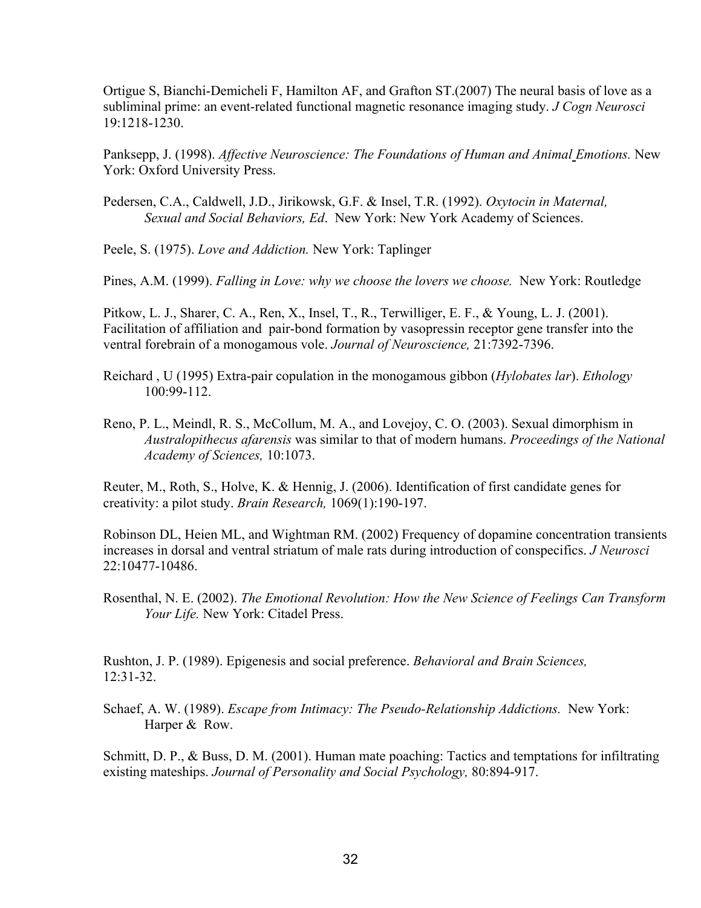Ortigue S, Bianchi-Demicheli F, Hamilton AF, and Grafton ST.(2007) The neural basis of love as a subliminal prime: an event-related functional magnetic resonance imaging study. *J Cogn Neurosci* 19:1218-1230.

Panksepp, J. (1998). *Affective Neuroscience: The Foundations of Human and Animal Emotions.* New York: Oxford University Press.

Pedersen, C.A., Caldwell, J.D., Jirikowsk, G.F. & Insel, T.R. (1992). *Oxytocin in Maternal, Sexual and Social Behaviors, Ed*. New York: New York Academy of Sciences.

Peele, S. (1975). *Love and Addiction.* New York: Taplinger

Pines, A.M. (1999). *Falling in Love: why we choose the lovers we choose.* New York: Routledge

Pitkow, L. J., Sharer, C. A., Ren, X., Insel, T., R., Terwilliger, E. F., & Young, L. J. (2001). Facilitation of affiliation and pair-bond formation by vasopressin receptor gene transfer into the ventral forebrain of a monogamous vole. *Journal of Neuroscience,* 21:7392-7396.

Reichard , U (1995) Extra-pair copulation in the monogamous gibbon (*Hylobates lar*). *Ethology* 100:99-112.

Reno, P. L., Meindl, R. S., McCollum, M. A., and Lovejoy, C. O. (2003). Sexual dimorphism in *Australopithecus afarensis* was similar to that of modern humans. *Proceedings of the National Academy of Sciences,* 10:1073.

Reuter, M., Roth, S., Holve, K. & Hennig, J. (2006). Identification of first candidate genes for creativity: a pilot study. *Brain Research,* 1069(1):190-197.

Robinson DL, Heien ML, and Wightman RM. (2002) Frequency of dopamine concentration transients increases in dorsal and ventral striatum of male rats during introduction of conspecifics. *J Neurosci* 22:10477-10486.

Rosenthal, N. E. (2002). *The Emotional Revolution: How the New Science of Feelings Can Transform Your Life.* New York: Citadel Press.

Rushton, J. P. (1989). Epigenesis and social preference. *Behavioral and Brain Sciences,* 12:31-32.

Schaef, A. W. (1989). *Escape from Intimacy: The Pseudo-Relationship Addictions.* New York: Harper & Row.

Schmitt, D. P., & Buss, D. M. (2001). Human mate poaching: Tactics and temptations for infiltrating existing mateships. *Journal of Personality and Social Psychology,* 80:894-917.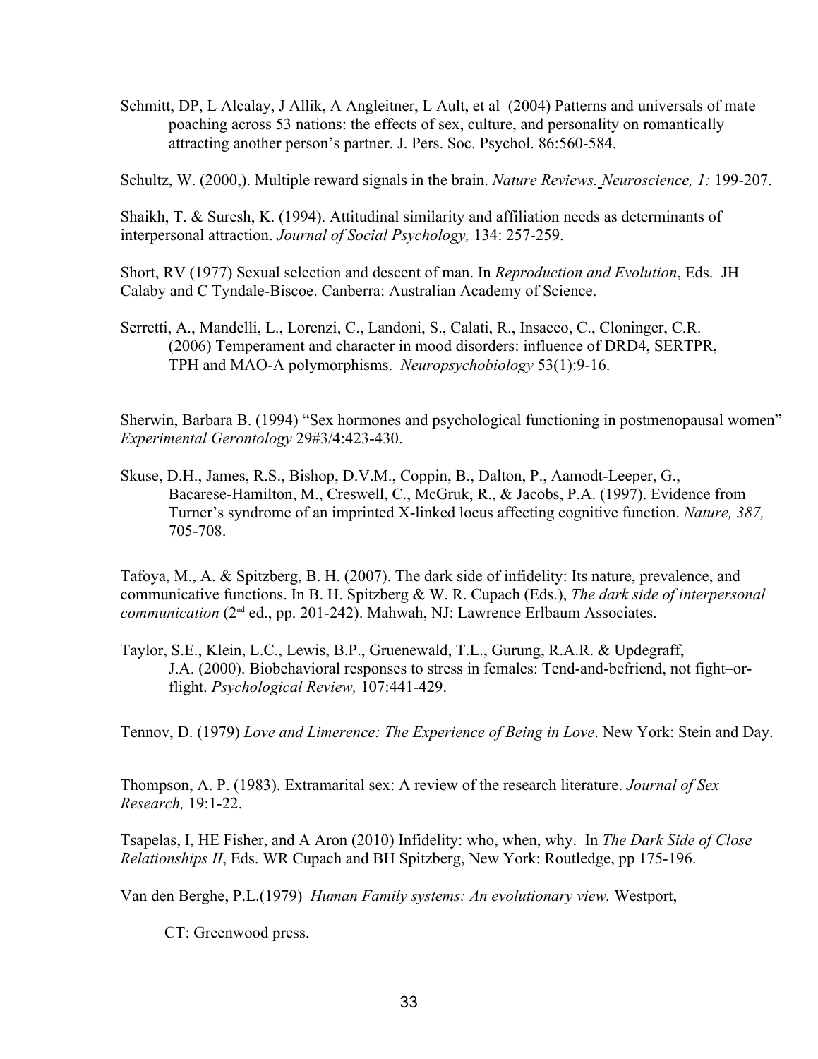Schmitt, DP, L Alcalay, J Allik, A Angleitner, L Ault, et al (2004) Patterns and universals of mate poaching across 53 nations: the effects of sex, culture, and personality on romantically attracting another person's partner. J. Pers. Soc. Psychol. 86:560-584.

Schultz, W. (2000,). Multiple reward signals in the brain. *Nature Reviews. Neuroscience, 1:* 199-207.

Shaikh, T. & Suresh, K. (1994). Attitudinal similarity and affiliation needs as determinants of interpersonal attraction. *Journal of Social Psychology,* 134: 257-259.

Short, RV (1977) Sexual selection and descent of man. In *Reproduction and Evolution*, Eds. JH Calaby and C Tyndale-Biscoe. Canberra: Australian Academy of Science.

Serretti, A., Mandelli, L., Lorenzi, C., Landoni, S., Calati, R., Insacco, C., Cloninger, C.R. (2006) Temperament and character in mood disorders: influence of DRD4, SERTPR, TPH and MAO-A polymorphisms. *Neuropsychobiology* 53(1):9-16.

Sherwin, Barbara B. (1994) "Sex hormones and psychological functioning in postmenopausal women" *Experimental Gerontology* 29#3/4:423-430.

Skuse, D.H., James, R.S., Bishop, D.V.M., Coppin, B., Dalton, P., Aamodt-Leeper, G., Bacarese-Hamilton, M., Creswell, C., McGruk, R., & Jacobs, P.A. (1997). Evidence from Turner's syndrome of an imprinted X-linked locus affecting cognitive function. *Nature, 387,* 705-708.

Tafoya, M., A. & Spitzberg, B. H. (2007). The dark side of infidelity: Its nature, prevalence, and communicative functions. In B. H. Spitzberg & W. R. Cupach (Eds.), *The dark side of interpersonal communication* (2nd ed., pp. 201-242). Mahwah, NJ: Lawrence Erlbaum Associates.

Taylor, S.E., Klein, L.C., Lewis, B.P., Gruenewald, T.L., Gurung, R.A.R. & Updegraff, J.A. (2000). Biobehavioral responses to stress in females: Tend-and-befriend, not fight–or-flight. *Psychological Review,* 107:441-429.

Tennov, D. (1979) *Love and Limerence: The Experience of Being in Love*. New York: Stein and Day.

Thompson, A. P. (1983). Extramarital sex: A review of the research literature. *Journal of Sex Research,* 19:1-22.

Tsapelas, I, HE Fisher, and A Aron (2010) Infidelity: who, when, why. In *The Dark Side of Close Relationships II*, Eds. WR Cupach and BH Spitzberg, New York: Routledge, pp 175-196.

Van den Berghe, P.L.(1979) *Human Family systems: An evolutionary view.* Westport, CT: Greenwood press.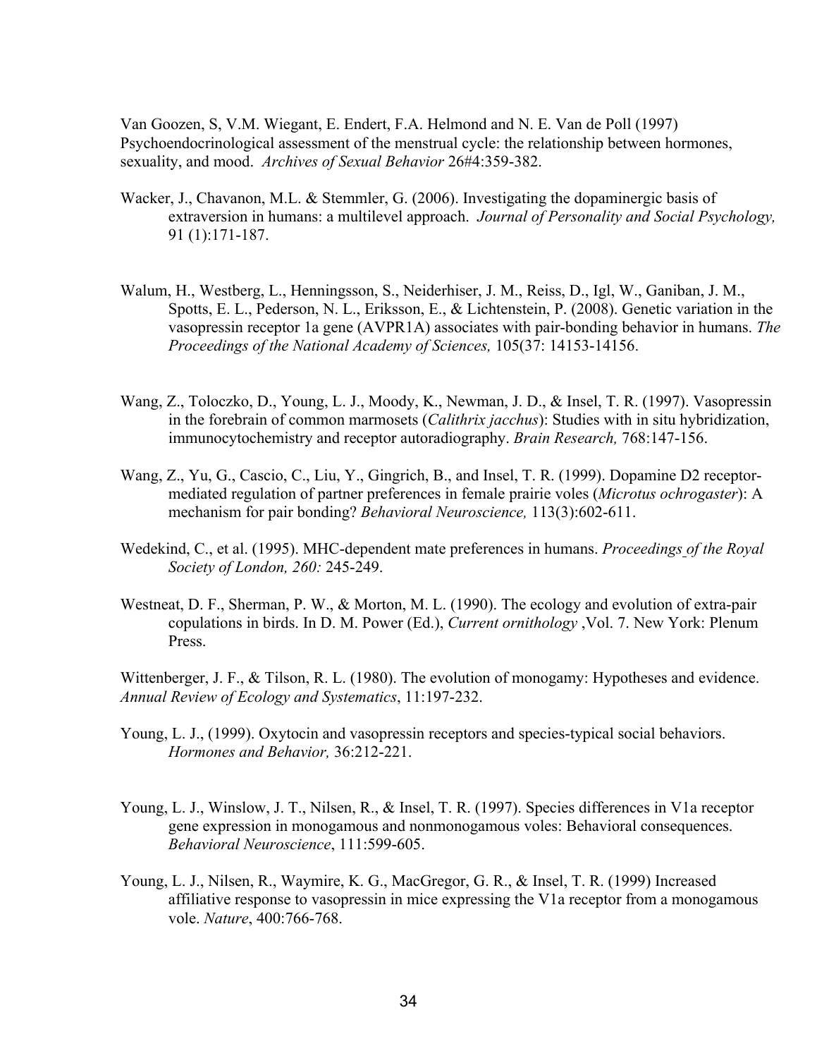Van Goozen, S, V.M. Wiegant, E. Endert, F.A. Helmond and N. E. Van de Poll (1997) Psychoendocrinological assessment of the menstrual cycle: the relationship between hormones, sexuality, and mood. *Archives of Sexual Behavior* 26#4:359-382.

Wacker, J., Chavanon, M.L. & Stemmler, G. (2006). Investigating the dopaminergic basis of extraversion in humans: a multilevel approach. *Journal of Personality and Social Psychology,* 91 (1):171-187.

Walum, H., Westberg, L., Henningsson, S., Neiderhiser, J. M., Reiss, D., Igl, W., Ganiban, J. M., Spotts, E. L., Pederson, N. L., Eriksson, E., & Lichtenstein, P. (2008). Genetic variation in the vasopressin receptor 1a gene (AVPR1A) associates with pair-bonding behavior in humans. *The Proceedings of the National Academy of Sciences,* 105(37: 14153-14156.

Wang, Z., Toloczko, D., Young, L. J., Moody, K., Newman, J. D., & Insel, T. R. (1997). Vasopressin in the forebrain of common marmosets (*Calithrix jacchus*): Studies with in situ hybridization, immunocytochemistry and receptor autoradiography. *Brain Research,* 768:147-156.

Wang, Z., Yu, G., Cascio, C., Liu, Y., Gingrich, B., and Insel, T. R. (1999). Dopamine D2 receptor-mediated regulation of partner preferences in female prairie voles (*Microtus ochrogaster*): A mechanism for pair bonding? *Behavioral Neuroscience,* 113(3):602-611.

Wedekind, C., et al. (1995). MHC-dependent mate preferences in humans. *Proceedings of the Royal Society of London, 260:* 245-249.

Westneat, D. F., Sherman, P. W., & Morton, M. L. (1990). The ecology and evolution of extra-pair copulations in birds. In D. M. Power (Ed.), *Current ornithology* ,Vol. 7. New York: Plenum Press.

Wittenberger, J. F., & Tilson, R. L. (1980). The evolution of monogamy: Hypotheses and evidence. *Annual Review of Ecology and Systematics*, 11:197-232.

Young, L. J., (1999). Oxytocin and vasopressin receptors and species-typical social behaviors. *Hormones and Behavior,* 36:212-221.

Young, L. J., Winslow, J. T., Nilsen, R., & Insel, T. R. (1997). Species differences in V1a receptor gene expression in monogamous and nonmonogamous voles: Behavioral consequences. *Behavioral Neuroscience*, 111:599-605.

Young, L. J., Nilsen, R., Waymire, K. G., MacGregor, G. R., & Insel, T. R. (1999) Increased affiliative response to vasopressin in mice expressing the V1a receptor from a monogamous vole. *Nature*, 400:766-768.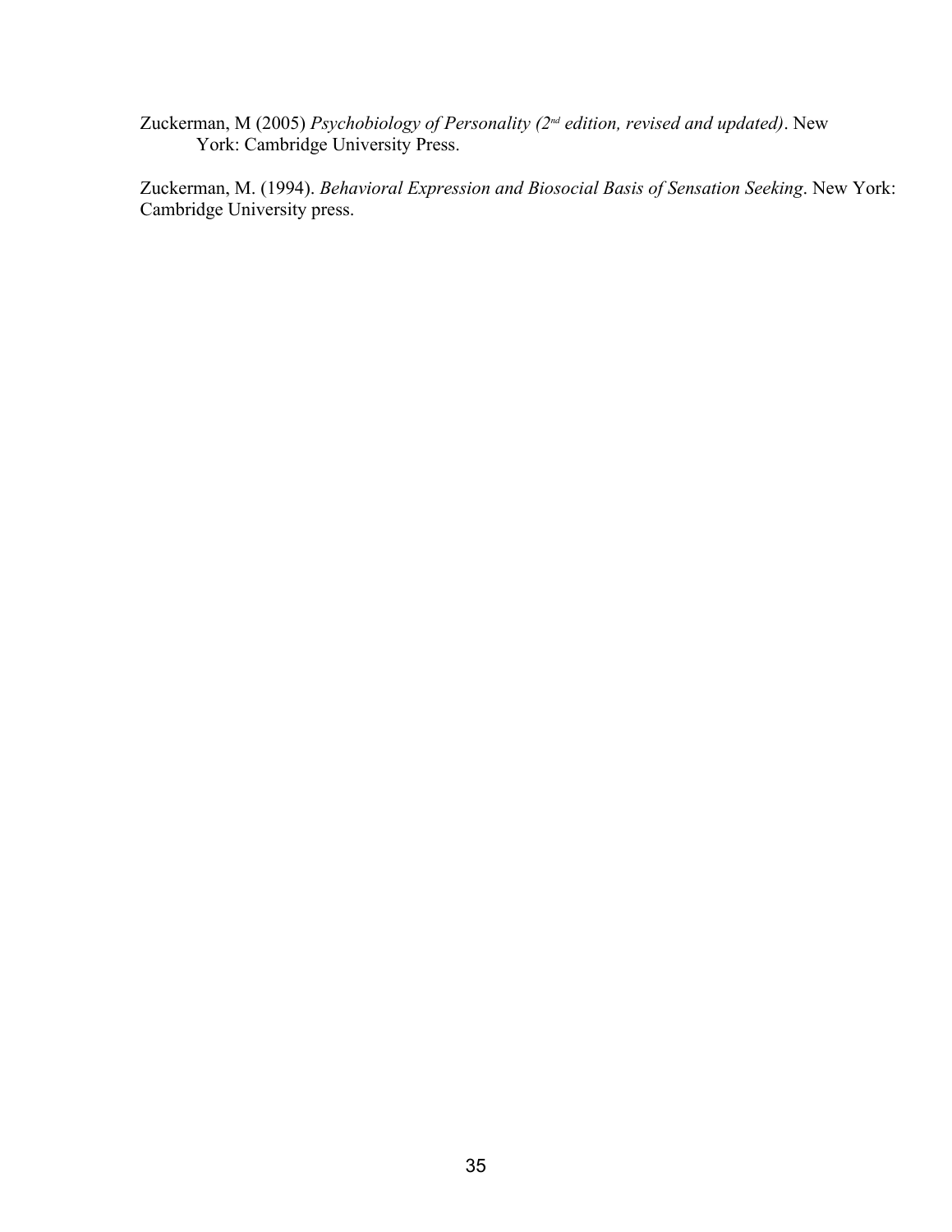Zuckerman, M (2005) *Psychobiology of Personality (2nd edition, revised and updated)*. New York: Cambridge University Press.

Zuckerman, M. (1994). *Behavioral Expression and Biosocial Basis of Sensation Seeking*. New York: Cambridge University press.